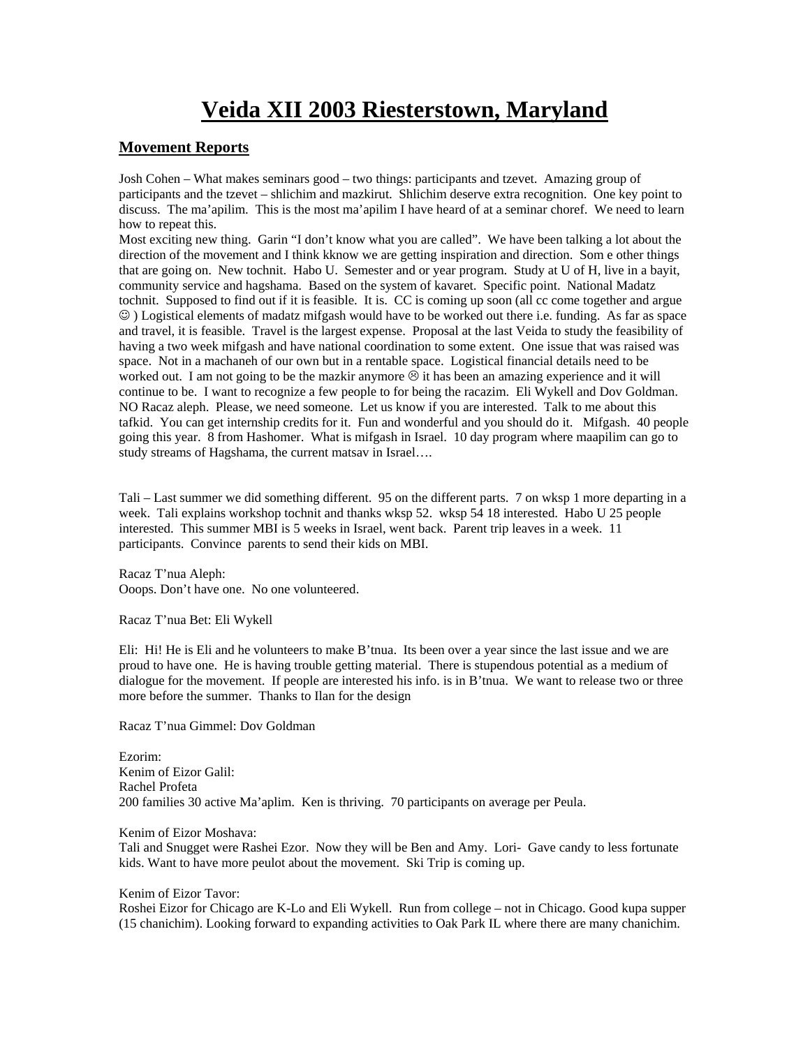# Veida XII 2003 Riesterstown, Maryland

## Movement Reports

Josh Cohen – What makes seminars good – two things: participants and tzevet. Amazing group of participants and the tzevet – shlichim and mazkirut. Shlichim deserve extra recognition. One key point to discuss. The ma'apilim. This is the most ma'apilim I have heard of at a seminar choref. We need to learn how to repeat this.
Most exciting new thing. Garin "I don't know what you are called". We have been talking a lot about the direction of the movement and I think kknow we are getting inspiration and direction. Som e other things that are going on. New tochnit. Habo U. Semester and or year program. Study at U of H, live in a bayit, community service and hagshama. Based on the system of kavaret. Specific point. National Madatz tochnit. Supposed to find out if it is feasible. It is. CC is coming up soon (all cc come together and argue ☺ ) Logistical elements of madatz mifgash would have to be worked out there i.e. funding. As far as space and travel, it is feasible. Travel is the largest expense. Proposal at the last Veida to study the feasibility of having a two week mifgash and have national coordination to some extent. One issue that was raised was space. Not in a machaneh of our own but in a rentable space. Logistical financial details need to be worked out. I am not going to be the mazkir anymore ☹ it has been an amazing experience and it will continue to be. I want to recognize a few people to for being the racazim. Eli Wykell and Dov Goldman. NO Racaz aleph. Please, we need someone. Let us know if you are interested. Talk to me about this tafkid. You can get internship credits for it. Fun and wonderful and you should do it. Mifgash. 40 people going this year. 8 from Hashomer. What is mifgash in Israel. 10 day program where maapilim can go to study streams of Hagshama, the current matsav in Israel….

Tali – Last summer we did something different. 95 on the different parts. 7 on wksp 1 more departing in a week. Tali explains workshop tochnit and thanks wksp 52. wksp 54 18 interested. Habo U 25 people interested. This summer MBI is 5 weeks in Israel, went back. Parent trip leaves in a week. 11 participants. Convince parents to send their kids on MBI.

Racaz T'nua Aleph:
Ooops. Don't have one. No one volunteered.

Racaz T'nua Bet: Eli Wykell

Eli: Hi! He is Eli and he volunteers to make B'tnua. Its been over a year since the last issue and we are proud to have one. He is having trouble getting material. There is stupendous potential as a medium of dialogue for the movement. If people are interested his info. is in B'tnua. We want to release two or three more before the summer. Thanks to Ilan for the design

Racaz T'nua Gimmel: Dov Goldman

Ezorim:
Kenim of Eizor Galil:
Rachel Profeta
200 families 30 active Ma'aplim. Ken is thriving. 70 participants on average per Peula.

Kenim of Eizor Moshava:
Tali and Snugget were Rashei Ezor. Now they will be Ben and Amy. Lori- Gave candy to less fortunate kids. Want to have more peulot about the movement. Ski Trip is coming up.

Kenim of Eizor Tavor:
Roshei Eizor for Chicago are K-Lo and Eli Wykell. Run from college – not in Chicago. Good kupa supper (15 chanichim). Looking forward to expanding activities to Oak Park IL where there are many chanichim.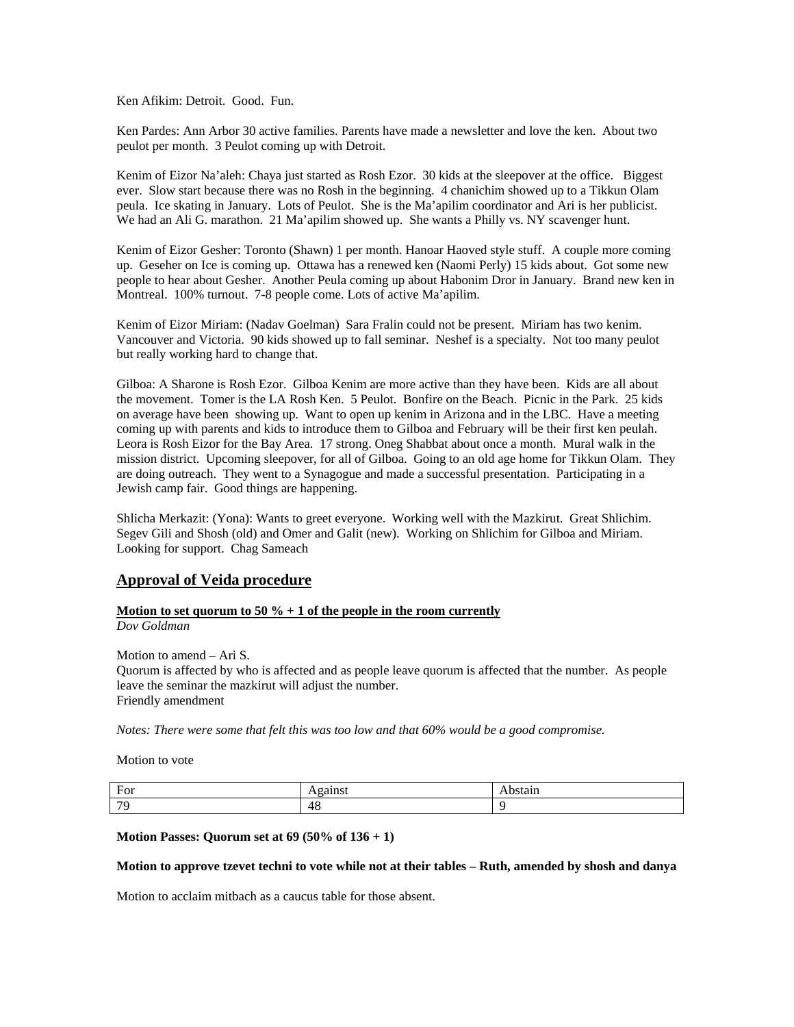Ken Afikim: Detroit. Good. Fun.

Ken Pardes: Ann Arbor 30 active families. Parents have made a newsletter and love the ken. About two peulot per month. 3 Peulot coming up with Detroit.

Kenim of Eizor Na'aleh: Chaya just started as Rosh Ezor. 30 kids at the sleepover at the office. Biggest ever. Slow start because there was no Rosh in the beginning. 4 chanichim showed up to a Tikkun Olam peula. Ice skating in January. Lots of Peulot. She is the Ma'apilim coordinator and Ari is her publicist. We had an Ali G. marathon. 21 Ma'apilim showed up. She wants a Philly vs. NY scavenger hunt.

Kenim of Eizor Gesher: Toronto (Shawn) 1 per month. Hanoar Haoved style stuff. A couple more coming up. Geseher on Ice is coming up. Ottawa has a renewed ken (Naomi Perly) 15 kids about. Got some new people to hear about Gesher. Another Peula coming up about Habonim Dror in January. Brand new ken in Montreal. 100% turnout. 7-8 people come. Lots of active Ma'apilim.

Kenim of Eizor Miriam: (Nadav Goelman) Sara Fralin could not be present. Miriam has two kenim. Vancouver and Victoria. 90 kids showed up to fall seminar. Neshef is a specialty. Not too many peulot but really working hard to change that.

Gilboa: A Sharone is Rosh Ezor. Gilboa Kenim are more active than they have been. Kids are all about the movement. Tomer is the LA Rosh Ken. 5 Peulot. Bonfire on the Beach. Picnic in the Park. 25 kids on average have been showing up. Want to open up kenim in Arizona and in the LBC. Have a meeting coming up with parents and kids to introduce them to Gilboa and February will be their first ken peulah. Leora is Rosh Eizor for the Bay Area. 17 strong. Oneg Shabbat about once a month. Mural walk in the mission district. Upcoming sleepover, for all of Gilboa. Going to an old age home for Tikkun Olam. They are doing outreach. They went to a Synagogue and made a successful presentation. Participating in a Jewish camp fair. Good things are happening.

Shlicha Merkazit: (Yona): Wants to greet everyone. Working well with the Mazkirut. Great Shlichim. Segev Gili and Shosh (old) and Omer and Galit (new). Working on Shlichim for Gilboa and Miriam. Looking for support. Chag Sameach

## Approval of Veida procedure

**Motion to set quorum to 50 % + 1 of the people in the room currently**
*Dov Goldman*

Motion to amend – Ari S.
Quorum is affected by who is affected and as people leave quorum is affected that the number. As people leave the seminar the mazkirut will adjust the number.
Friendly amendment

*Notes: There were some that felt this was too low and that 60% would be a good compromise.*

Motion to vote

| For | Against | Abstain |
|---|---|---|
| 79 | 48 | 9 |

**Motion Passes: Quorum set at 69 (50% of 136 + 1)**

**Motion to approve tzevet techni to vote while not at their tables – Ruth, amended by shosh and danya**

Motion to acclaim mitbach as a caucus table for those absent.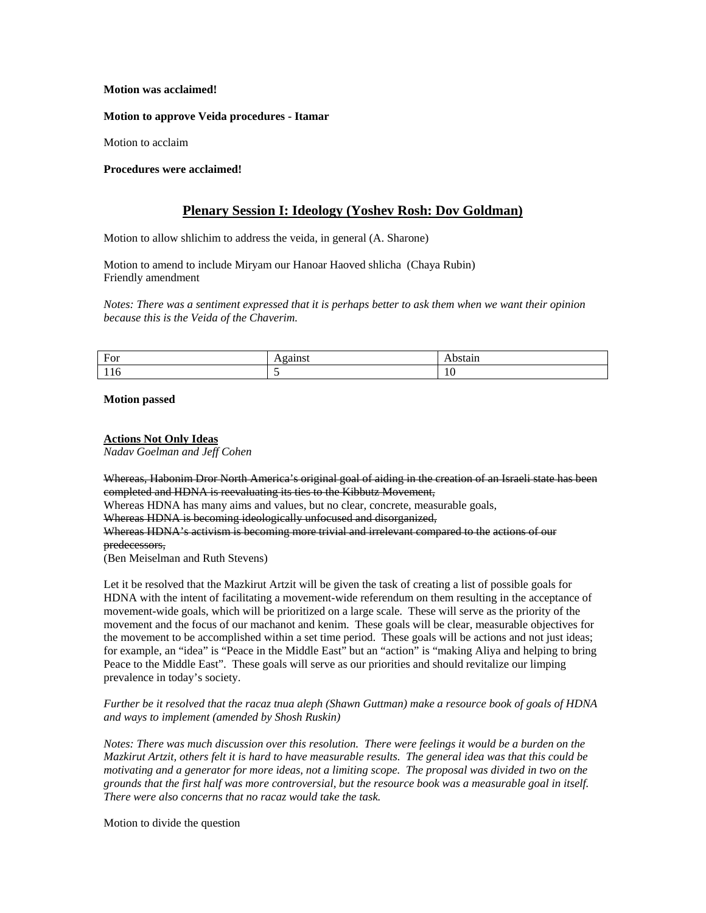**Motion was acclaimed!**

**Motion to approve Veida procedures - Itamar**

Motion to acclaim

**Procedures were acclaimed!**

## Plenary Session I: Ideology (Yoshev Rosh: Dov Goldman)

Motion to allow shlichim to address the veida, in general (A. Sharone)

Motion to amend to include Miryam our Hanoar Haoved shlicha (Chaya Rubin)
Friendly amendment

*Notes: There was a sentiment expressed that it is perhaps better to ask them when we want their opinion because this is the Veida of the Chaverim.*

| For | Against | Abstain |
|---|---|---|
| 116 | 5 | 10 |

**Motion passed**

**Actions Not Only Ideas**
*Nadav Goelman and Jeff Cohen*

~~Whereas, Habonim Dror North America's original goal of aiding in the creation of an Israeli state has been completed and HDNA is reevaluating its ties to the Kibbutz Movement,~~
Whereas HDNA has many aims and values, but no clear, concrete, measurable goals,
~~Whereas HDNA is becoming ideologically unfocused and disorganized,~~
~~Whereas HDNA's activism is becoming more trivial and irrelevant compared to the actions of our predecessors,~~
(Ben Meiselman and Ruth Stevens)

Let it be resolved that the Mazkirut Artzit will be given the task of creating a list of possible goals for HDNA with the intent of facilitating a movement-wide referendum on them resulting in the acceptance of movement-wide goals, which will be prioritized on a large scale. These will serve as the priority of the movement and the focus of our machanot and kenim. These goals will be clear, measurable objectives for the movement to be accomplished within a set time period. These goals will be actions and not just ideas; for example, an "idea" is "Peace in the Middle East" but an "action" is "making Aliya and helping to bring Peace to the Middle East". These goals will serve as our priorities and should revitalize our limping prevalence in today's society.

*Further be it resolved that the racaz tnua aleph (Shawn Guttman) make a resource book of goals of HDNA and ways to implement (amended by Shosh Ruskin)*

*Notes: There was much discussion over this resolution. There were feelings it would be a burden on the Mazkirut Artzit, others felt it is hard to have measurable results. The general idea was that this could be motivating and a generator for more ideas, not a limiting scope. The proposal was divided in two on the grounds that the first half was more controversial, but the resource book was a measurable goal in itself. There were also concerns that no racaz would take the task.*

Motion to divide the question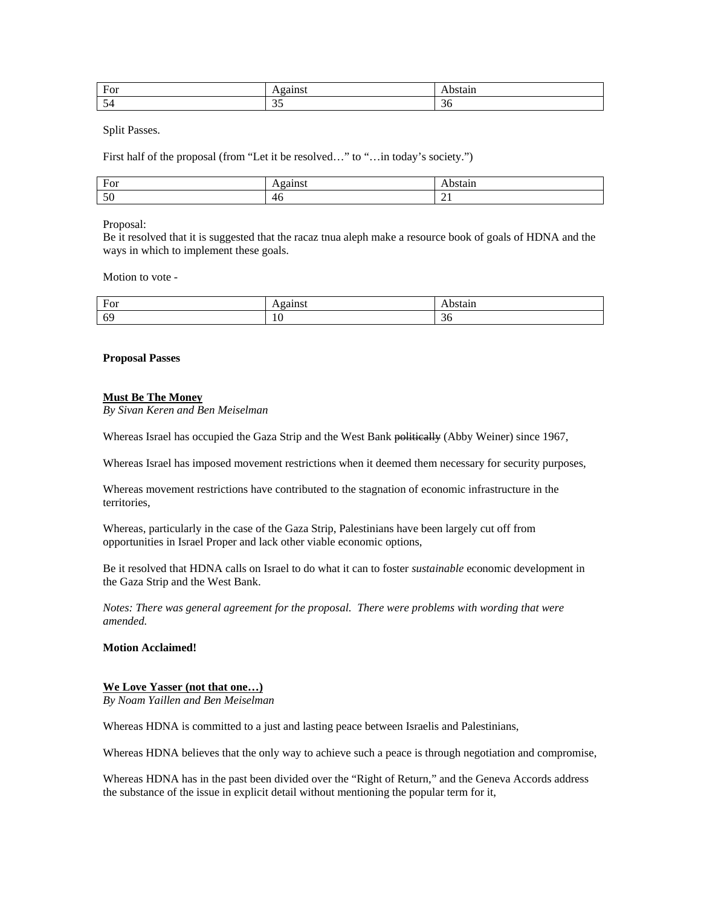| For | Against | Abstain |
| --- | --- | --- |
| 54 | 35 | 36 |

Split Passes.

First half of the proposal (from "Let it be resolved…" to "…in today's society.")

| For | Against | Abstain |
| --- | --- | --- |
| 50 | 46 | 21 |

Proposal:
Be it resolved that it is suggested that the racaz tnua aleph make a resource book of goals of HDNA and the ways in which to implement these goals.

Motion to vote -

| For | Against | Abstain |
| --- | --- | --- |
| 69 | 10 | 36 |

**Proposal Passes**

**Must Be The Money**
*By Sivan Keren and Ben Meiselman*

Whereas Israel has occupied the Gaza Strip and the West Bank ~~politically~~ (Abby Weiner) since 1967,

Whereas Israel has imposed movement restrictions when it deemed them necessary for security purposes,

Whereas movement restrictions have contributed to the stagnation of economic infrastructure in the territories,

Whereas, particularly in the case of the Gaza Strip, Palestinians have been largely cut off from opportunities in Israel Proper and lack other viable economic options,

Be it resolved that HDNA calls on Israel to do what it can to foster *sustainable* economic development in the Gaza Strip and the West Bank.

*Notes: There was general agreement for the proposal. There were problems with wording that were amended.*

**Motion Acclaimed!**

**We Love Yasser (not that one…)**
*By Noam Yaillen and Ben Meiselman*

Whereas HDNA is committed to a just and lasting peace between Israelis and Palestinians,

Whereas HDNA believes that the only way to achieve such a peace is through negotiation and compromise,

Whereas HDNA has in the past been divided over the "Right of Return," and the Geneva Accords address the substance of the issue in explicit detail without mentioning the popular term for it,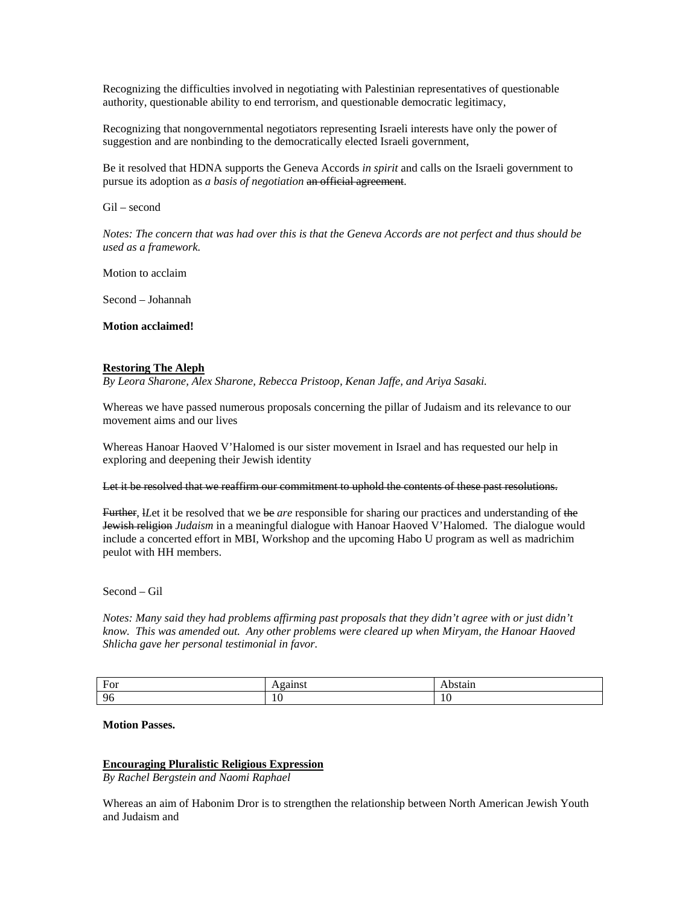Recognizing the difficulties involved in negotiating with Palestinian representatives of questionable authority, questionable ability to end terrorism, and questionable democratic legitimacy,

Recognizing that nongovernmental negotiators representing Israeli interests have only the power of suggestion and are nonbinding to the democratically elected Israeli government,

Be it resolved that HDNA supports the Geneva Accords *in spirit* and calls on the Israeli government to pursue its adoption as *a basis of negotiation* ~~an official agreement~~.

Gil – second

*Notes: The concern that was had over this is that the Geneva Accords are not perfect and thus should be used as a framework.*

Motion to acclaim

Second – Johannah

**Motion acclaimed!**

**Restoring The Aleph**

*By Leora Sharone, Alex Sharone, Rebecca Pristoop, Kenan Jaffe, and Ariya Sasaki.*

Whereas we have passed numerous proposals concerning the pillar of Judaism and its relevance to our movement aims and our lives

Whereas Hanoar Haoved V'Halomed is our sister movement in Israel and has requested our help in exploring and deepening their Jewish identity

~~Let it be resolved that we reaffirm our commitment to uphold the contents of these past resolutions.~~

~~Further~~, ~~l~~*L*et it be resolved that we ~~be~~ *are* responsible for sharing our practices and understanding of ~~the Jewish religion~~ *Judaism* in a meaningful dialogue with Hanoar Haoved V'Halomed. The dialogue would include a concerted effort in MBI, Workshop and the upcoming Habo U program as well as madrichim peulot with HH members.

Second – Gil

*Notes: Many said they had problems affirming past proposals that they didn't agree with or just didn't know. This was amended out. Any other problems were cleared up when Miryam, the Hanoar Haoved Shlicha gave her personal testimonial in favor.*

| For | Against | Abstain |
|---|---|---|
| 96 | 10 | 10 |

**Motion Passes.**

**Encouraging Pluralistic Religious Expression**

*By Rachel Bergstein and Naomi Raphael*

Whereas an aim of Habonim Dror is to strengthen the relationship between North American Jewish Youth and Judaism and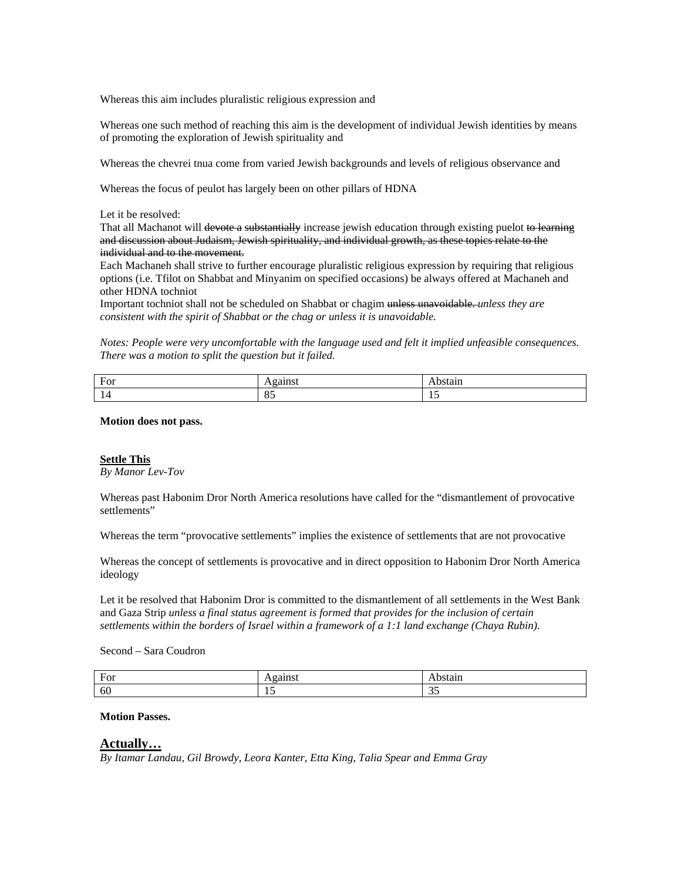Whereas this aim includes pluralistic religious expression and

Whereas one such method of reaching this aim is the development of individual Jewish identities by means of promoting the exploration of Jewish spirituality and

Whereas the chevrei tnua come from varied Jewish backgrounds and levels of religious observance and

Whereas the focus of peulot has largely been on other pillars of HDNA

Let it be resolved:
That all Machanot will ~~devote a substantially~~ increase jewish education through existing puelot ~~to learning and discussion about Judaism, Jewish spirituality, and individual growth, as these topics relate to the individual and to the movement.~~
Each Machaneh shall strive to further encourage pluralistic religious expression by requiring that religious options (i.e. Tfilot on Shabbat and Minyanim on specified occasions) be always offered at Machaneh and other HDNA tochniot
Important tochniot shall not be scheduled on Shabbat or chagim ~~unless unavoidable.~~ *unless they are consistent with the spirit of Shabbat or the chag or unless it is unavoidable.*

*Notes: People were very uncomfortable with the language used and felt it implied unfeasible consequences. There was a motion to split the question but it failed.*

| For | Against | Abstain |
|---|---|---|
| 14 | 85 | 15 |

**Motion does not pass.**

**Settle This**
*By Manor Lev-Tov*

Whereas past Habonim Dror North America resolutions have called for the "dismantlement of provocative settlements"

Whereas the term "provocative settlements" implies the existence of settlements that are not provocative

Whereas the concept of settlements is provocative and in direct opposition to Habonim Dror North America ideology

Let it be resolved that Habonim Dror is committed to the dismantlement of all settlements in the West Bank and Gaza Strip *unless a final status agreement is formed that provides for the inclusion of certain settlements within the borders of Israel within a framework of a 1:1 land exchange (Chaya Rubin).*

Second – Sara Coudron

| For | Against | Abstain |
|---|---|---|
| 60 | 15 | 35 |

**Motion Passes.**

## Actually…
*By Itamar Landau, Gil Browdy, Leora Kanter, Etta King, Talia Spear and Emma Gray*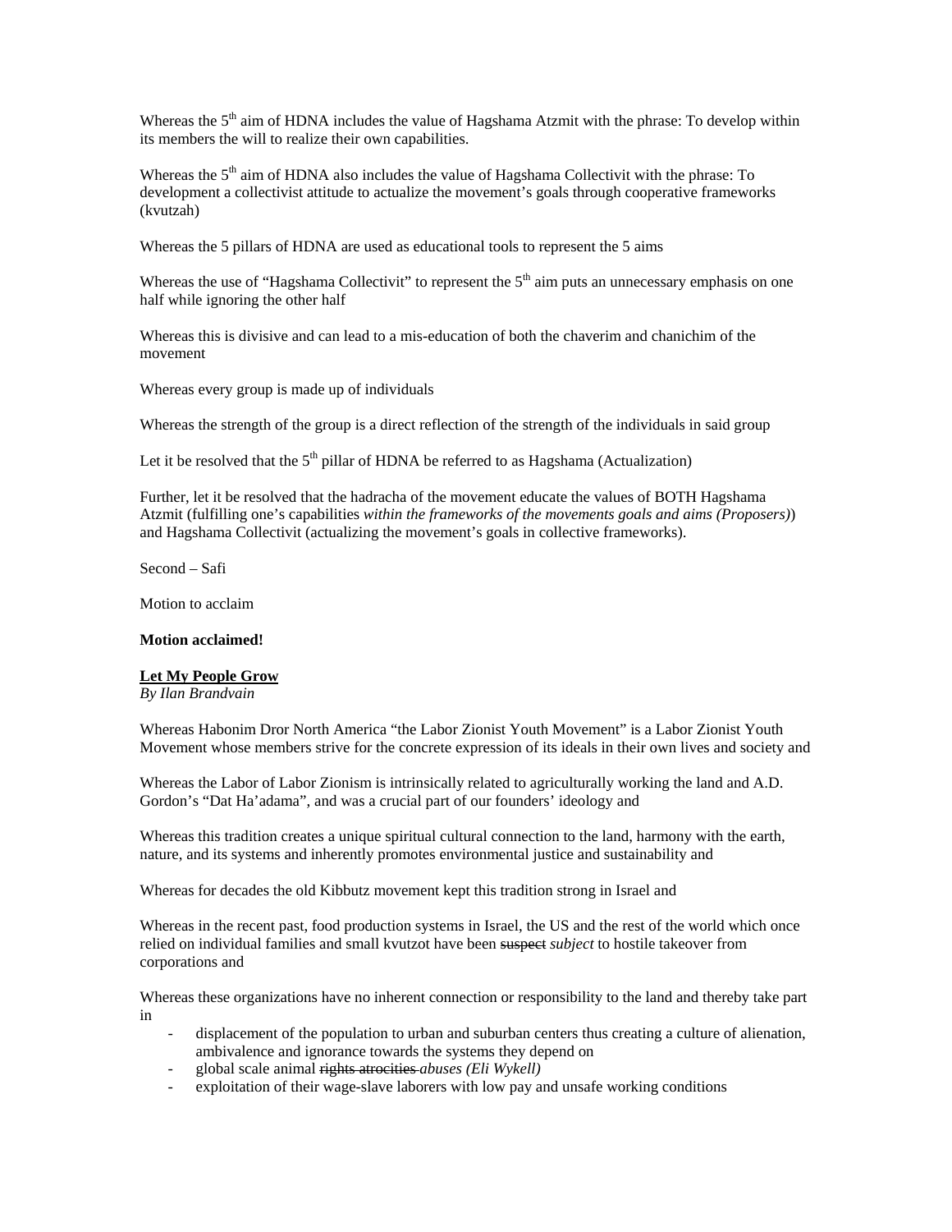Whereas the 5th aim of HDNA includes the value of Hagshama Atzmit with the phrase: To develop within its members the will to realize their own capabilities.

Whereas the 5th aim of HDNA also includes the value of Hagshama Collectivit with the phrase: To development a collectivist attitude to actualize the movement's goals through cooperative frameworks (kvutzah)

Whereas the 5 pillars of HDNA are used as educational tools to represent the 5 aims

Whereas the use of "Hagshama Collectivit" to represent the 5th aim puts an unnecessary emphasis on one half while ignoring the other half

Whereas this is divisive and can lead to a mis-education of both the chaverim and chanichim of the movement

Whereas every group is made up of individuals

Whereas the strength of the group is a direct reflection of the strength of the individuals in said group

Let it be resolved that the 5th pillar of HDNA be referred to as Hagshama (Actualization)

Further, let it be resolved that the hadracha of the movement educate the values of BOTH Hagshama Atzmit (fulfilling one's capabilities *within the frameworks of the movements goals and aims (Proposers)*) and Hagshama Collectivit (actualizing the movement's goals in collective frameworks).

Second – Safi

Motion to acclaim

**Motion acclaimed!**

**Let My People Grow**
*By Ilan Brandvain*

Whereas Habonim Dror North America "the Labor Zionist Youth Movement" is a Labor Zionist Youth Movement whose members strive for the concrete expression of its ideals in their own lives and society and

Whereas the Labor of Labor Zionism is intrinsically related to agriculturally working the land and A.D. Gordon's "Dat Ha'adama", and was a crucial part of our founders' ideology and

Whereas this tradition creates a unique spiritual cultural connection to the land, harmony with the earth, nature, and its systems and inherently promotes environmental justice and sustainability and

Whereas for decades the old Kibbutz movement kept this tradition strong in Israel and

Whereas in the recent past, food production systems in Israel, the US and the rest of the world which once relied on individual families and small kvutzot have been ~~suspect~~ *subject* to hostile takeover from corporations and

Whereas these organizations have no inherent connection or responsibility to the land and thereby take part in

- displacement of the population to urban and suburban centers thus creating a culture of alienation, ambivalence and ignorance towards the systems they depend on
- global scale animal ~~rights atrocities~~ *abuses (Eli Wykell)*
- exploitation of their wage-slave laborers with low pay and unsafe working conditions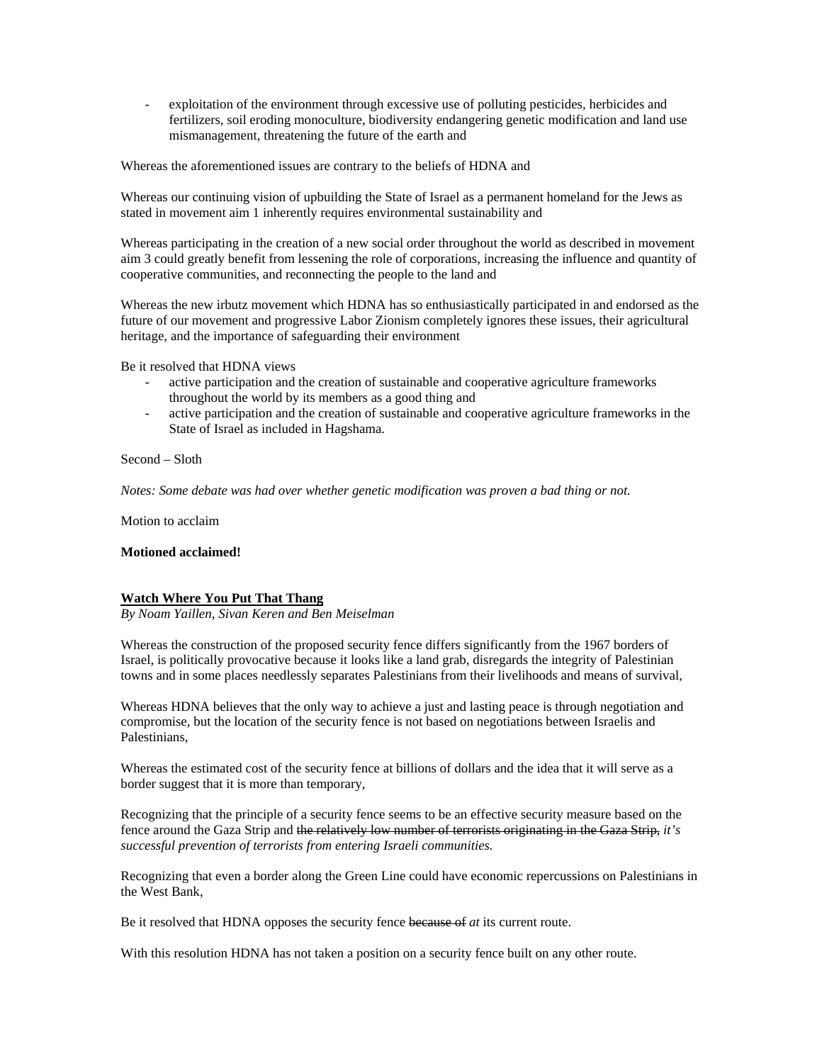- exploitation of the environment through excessive use of polluting pesticides, herbicides and fertilizers, soil eroding monoculture, biodiversity endangering genetic modification and land use mismanagement, threatening the future of the earth and

Whereas the aforementioned issues are contrary to the beliefs of HDNA and

Whereas our continuing vision of upbuilding the State of Israel as a permanent homeland for the Jews as stated in movement aim 1 inherently requires environmental sustainability and

Whereas participating in the creation of a new social order throughout the world as described in movement aim 3 could greatly benefit from lessening the role of corporations, increasing the influence and quantity of cooperative communities, and reconnecting the people to the land and

Whereas the new irbutz movement which HDNA has so enthusiastically participated in and endorsed as the future of our movement and progressive Labor Zionism completely ignores these issues, their agricultural heritage, and the importance of safeguarding their environment

Be it resolved that HDNA views

- active participation and the creation of sustainable and cooperative agriculture frameworks throughout the world by its members as a good thing and
- active participation and the creation of sustainable and cooperative agriculture frameworks in the State of Israel as included in Hagshama.

Second – Sloth

*Notes: Some debate was had over whether genetic modification was proven a bad thing or not.*

Motion to acclaim

**Motioned acclaimed!**

**Watch Where You Put That Thang**

*By Noam Yaillen, Sivan Keren and Ben Meiselman*

Whereas the construction of the proposed security fence differs significantly from the 1967 borders of Israel, is politically provocative because it looks like a land grab, disregards the integrity of Palestinian towns and in some places needlessly separates Palestinians from their livelihoods and means of survival,

Whereas HDNA believes that the only way to achieve a just and lasting peace is through negotiation and compromise, but the location of the security fence is not based on negotiations between Israelis and Palestinians,

Whereas the estimated cost of the security fence at billions of dollars and the idea that it will serve as a border suggest that it is more than temporary,

Recognizing that the principle of a security fence seems to be an effective security measure based on the fence around the Gaza Strip and ~~the relatively low number of terrorists originating in the Gaza Strip,~~ *it's successful prevention of terrorists from entering Israeli communities.*

Recognizing that even a border along the Green Line could have economic repercussions on Palestinians in the West Bank,

Be it resolved that HDNA opposes the security fence ~~because of~~ *at* its current route.

With this resolution HDNA has not taken a position on a security fence built on any other route.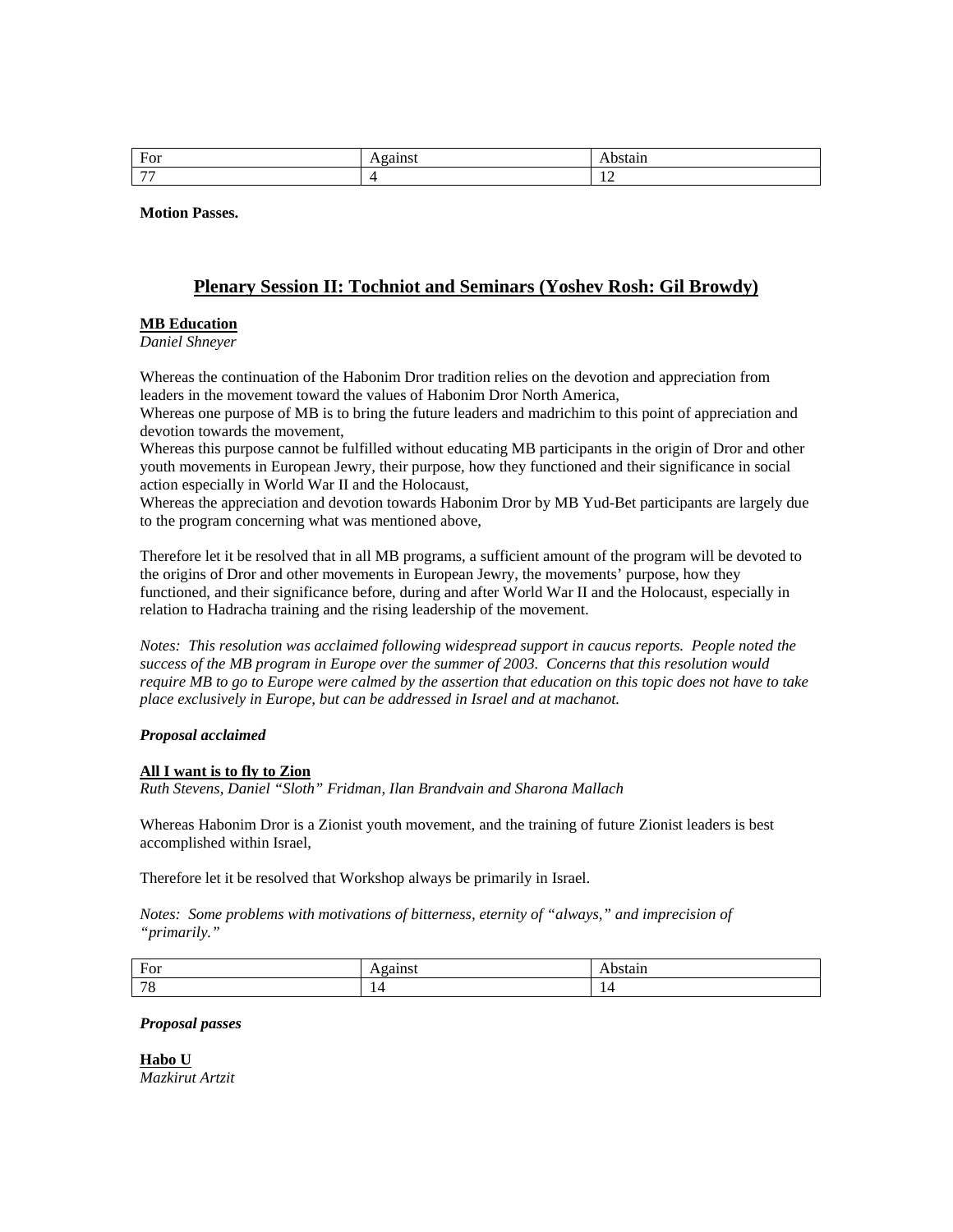| For | Against | Abstain |
|---|---|---|
| 77 | 4 | 12 |

**Motion Passes.**

## Plenary Session II: Tochniot and Seminars (Yoshev Rosh: Gil Browdy)

**MB Education**
*Daniel Shneyer*

Whereas the continuation of the Habonim Dror tradition relies on the devotion and appreciation from leaders in the movement toward the values of Habonim Dror North America,
Whereas one purpose of MB is to bring the future leaders and madrichim to this point of appreciation and devotion towards the movement,
Whereas this purpose cannot be fulfilled without educating MB participants in the origin of Dror and other youth movements in European Jewry, their purpose, how they functioned and their significance in social action especially in World War II and the Holocaust,
Whereas the appreciation and devotion towards Habonim Dror by MB Yud-Bet participants are largely due to the program concerning what was mentioned above,

Therefore let it be resolved that in all MB programs, a sufficient amount of the program will be devoted to the origins of Dror and other movements in European Jewry, the movements' purpose, how they functioned, and their significance before, during and after World War II and the Holocaust, especially in relation to Hadracha training and the rising leadership of the movement.

*Notes: This resolution was acclaimed following widespread support in caucus reports. People noted the success of the MB program in Europe over the summer of 2003. Concerns that this resolution would require MB to go to Europe were calmed by the assertion that education on this topic does not have to take place exclusively in Europe, but can be addressed in Israel and at machanot.*

***Proposal acclaimed***

**All I want is to fly to Zion**
*Ruth Stevens, Daniel "Sloth" Fridman, Ilan Brandvain and Sharona Mallach*

Whereas Habonim Dror is a Zionist youth movement, and the training of future Zionist leaders is best accomplished within Israel,

Therefore let it be resolved that Workshop always be primarily in Israel.

*Notes: Some problems with motivations of bitterness, eternity of "always," and imprecision of "primarily."*

| For | Against | Abstain |
|---|---|---|
| 78 | 14 | 14 |

***Proposal passes***

**Habo U**
*Mazkirut Artzit*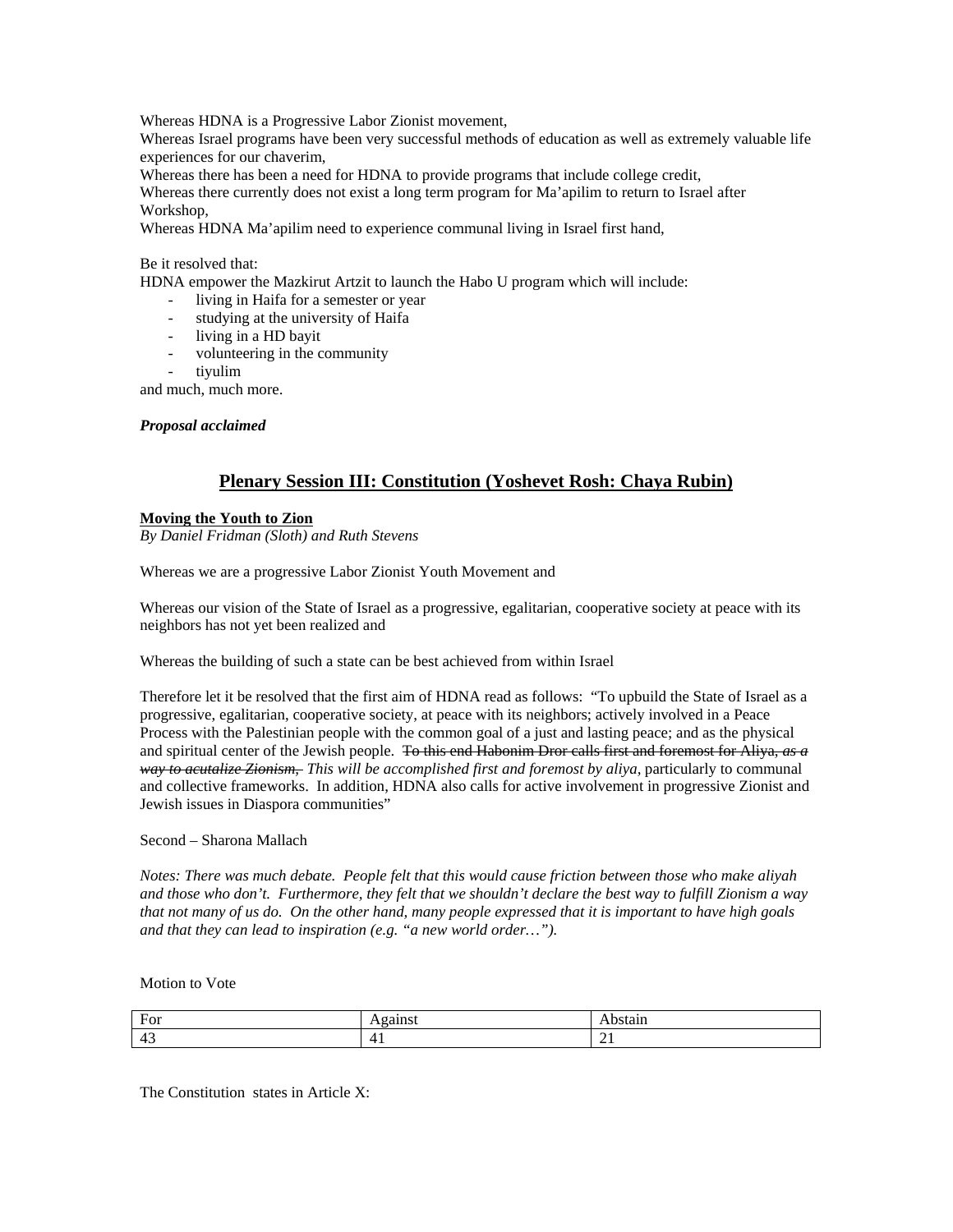Whereas HDNA is a Progressive Labor Zionist movement,
Whereas Israel programs have been very successful methods of education as well as extremely valuable life experiences for our chaverim,
Whereas there has been a need for HDNA to provide programs that include college credit,
Whereas there currently does not exist a long term program for Ma'apilim to return to Israel after Workshop,
Whereas HDNA Ma'apilim need to experience communal living in Israel first hand,

Be it resolved that:
HDNA empower the Mazkirut Artzit to launch the Habo U program which will include:

- living in Haifa for a semester or year
- studying at the university of Haifa
- living in a HD bayit
- volunteering in the community
- tiyulim

and much, much more.

***Proposal acclaimed***

## Plenary Session III: Constitution (Yoshevet Rosh: Chaya Rubin)

**Moving the Youth to Zion**
*By Daniel Fridman (Sloth) and Ruth Stevens*

Whereas we are a progressive Labor Zionist Youth Movement and

Whereas our vision of the State of Israel as a progressive, egalitarian, cooperative society at peace with its neighbors has not yet been realized and

Whereas the building of such a state can be best achieved from within Israel

Therefore let it be resolved that the first aim of HDNA read as follows: "To upbuild the State of Israel as a progressive, egalitarian, cooperative society, at peace with its neighbors; actively involved in a Peace Process with the Palestinian people with the common goal of a just and lasting peace; and as the physical and spiritual center of the Jewish people. ~~To this end Habonim Dror calls first and foremost for Aliya,~~ ~~*as a way to acutalize Zionism,*~~ *This will be accomplished first and foremost by aliya,* particularly to communal and collective frameworks. In addition, HDNA also calls for active involvement in progressive Zionist and Jewish issues in Diaspora communities"

Second – Sharona Mallach

*Notes: There was much debate. People felt that this would cause friction between those who make aliyah and those who don't. Furthermore, they felt that we shouldn't declare the best way to fulfill Zionism a way that not many of us do. On the other hand, many people expressed that it is important to have high goals and that they can lead to inspiration (e.g. "a new world order…").*

Motion to Vote

| For | Against | Abstain |
|---|---|---|
| 43 | 41 | 21 |

The Constitution states in Article X: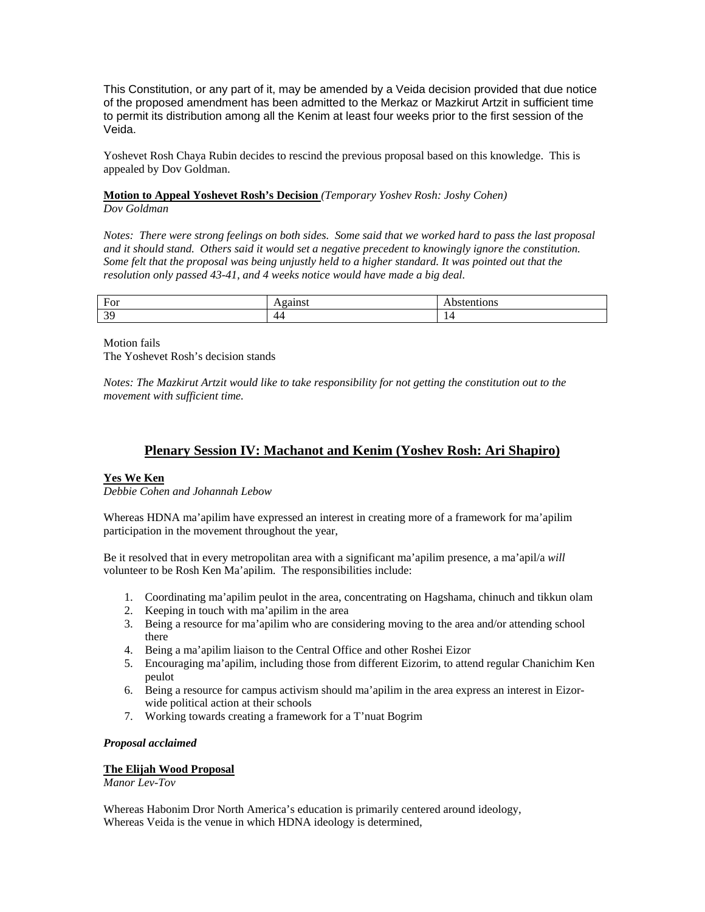This Constitution, or any part of it, may be amended by a Veida decision provided that due notice of the proposed amendment has been admitted to the Merkaz or Mazkirut Artzit in sufficient time to permit its distribution among all the Kenim at least four weeks prior to the first session of the Veida.

Yoshevet Rosh Chaya Rubin decides to rescind the previous proposal based on this knowledge. This is appealed by Dov Goldman.

**Motion to Appeal Yoshevet Rosh's Decision** *(Temporary Yoshev Rosh: Joshy Cohen)*
*Dov Goldman*

*Notes: There were strong feelings on both sides. Some said that we worked hard to pass the last proposal and it should stand. Others said it would set a negative precedent to knowingly ignore the constitution. Some felt that the proposal was being unjustly held to a higher standard. It was pointed out that the resolution only passed 43-41, and 4 weeks notice would have made a big deal.*

| For | Against | Abstentions |
|---|---|---|
| 39 | 44 | 14 |

Motion fails
The Yoshevet Rosh's decision stands

*Notes: The Mazkirut Artzit would like to take responsibility for not getting the constitution out to the movement with sufficient time.*

## Plenary Session IV: Machanot and Kenim (Yoshev Rosh: Ari Shapiro)

**Yes We Ken**
*Debbie Cohen and Johannah Lebow*

Whereas HDNA ma'apilim have expressed an interest in creating more of a framework for ma'apilim participation in the movement throughout the year,

Be it resolved that in every metropolitan area with a significant ma'apilim presence, a ma'apil/a *will* volunteer to be Rosh Ken Ma'apilim. The responsibilities include:

1. Coordinating ma'apilim peulot in the area, concentrating on Hagshama, chinuch and tikkun olam
2. Keeping in touch with ma'apilim in the area
3. Being a resource for ma'apilim who are considering moving to the area and/or attending school there
4. Being a ma'apilim liaison to the Central Office and other Roshei Eizor
5. Encouraging ma'apilim, including those from different Eizorim, to attend regular Chanichim Ken peulot
6. Being a resource for campus activism should ma'apilim in the area express an interest in Eizor-wide political action at their schools
7. Working towards creating a framework for a T'nuat Bogrim

***Proposal acclaimed***

**The Elijah Wood Proposal**
*Manor Lev-Tov*

Whereas Habonim Dror North America's education is primarily centered around ideology,
Whereas Veida is the venue in which HDNA ideology is determined,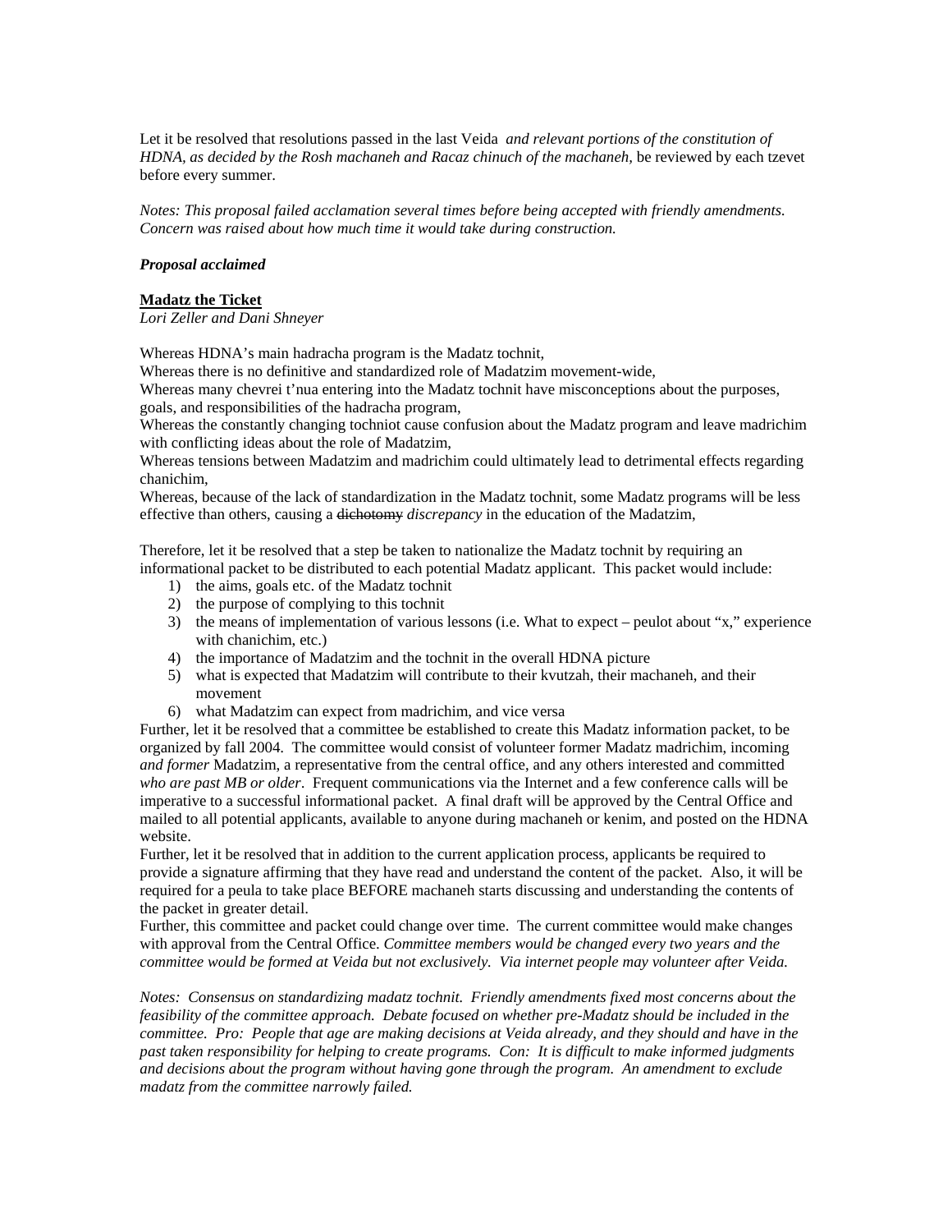Let it be resolved that resolutions passed in the last Veida *and relevant portions of the constitution of HDNA, as decided by the Rosh machaneh and Racaz chinuch of the machaneh*, be reviewed by each tzevet before every summer.

*Notes: This proposal failed acclamation several times before being accepted with friendly amendments. Concern was raised about how much time it would take during construction.*

***Proposal acclaimed***

**Madatz the Ticket**
*Lori Zeller and Dani Shneyer*

Whereas HDNA's main hadracha program is the Madatz tochnit,
Whereas there is no definitive and standardized role of Madatzim movement-wide,
Whereas many chevrei t'nua entering into the Madatz tochnit have misconceptions about the purposes, goals, and responsibilities of the hadracha program,
Whereas the constantly changing tochniot cause confusion about the Madatz program and leave madrichim with conflicting ideas about the role of Madatzim,
Whereas tensions between Madatzim and madrichim could ultimately lead to detrimental effects regarding chanichim,
Whereas, because of the lack of standardization in the Madatz tochnit, some Madatz programs will be less effective than others, causing a ~~dichotomy~~ *discrepancy* in the education of the Madatzim,

Therefore, let it be resolved that a step be taken to nationalize the Madatz tochnit by requiring an informational packet to be distributed to each potential Madatz applicant. This packet would include:

1) the aims, goals etc. of the Madatz tochnit
2) the purpose of complying to this tochnit
3) the means of implementation of various lessons (i.e. What to expect – peulot about "x," experience with chanichim, etc.)
4) the importance of Madatzim and the tochnit in the overall HDNA picture
5) what is expected that Madatzim will contribute to their kvutzah, their machaneh, and their movement
6) what Madatzim can expect from madrichim, and vice versa

Further, let it be resolved that a committee be established to create this Madatz information packet, to be organized by fall 2004. The committee would consist of volunteer former Madatz madrichim, incoming *and former* Madatzim, a representative from the central office, and any others interested and committed *who are past MB or older*. Frequent communications via the Internet and a few conference calls will be imperative to a successful informational packet. A final draft will be approved by the Central Office and mailed to all potential applicants, available to anyone during machaneh or kenim, and posted on the HDNA website.
Further, let it be resolved that in addition to the current application process, applicants be required to provide a signature affirming that they have read and understand the content of the packet. Also, it will be required for a peula to take place BEFORE machaneh starts discussing and understanding the contents of the packet in greater detail.
Further, this committee and packet could change over time. The current committee would make changes with approval from the Central Office. *Committee members would be changed every two years and the committee would be formed at Veida but not exclusively. Via internet people may volunteer after Veida.*

*Notes: Consensus on standardizing madatz tochnit. Friendly amendments fixed most concerns about the feasibility of the committee approach. Debate focused on whether pre-Madatz should be included in the committee. Pro: People that age are making decisions at Veida already, and they should and have in the past taken responsibility for helping to create programs. Con: It is difficult to make informed judgments and decisions about the program without having gone through the program. An amendment to exclude madatz from the committee narrowly failed.*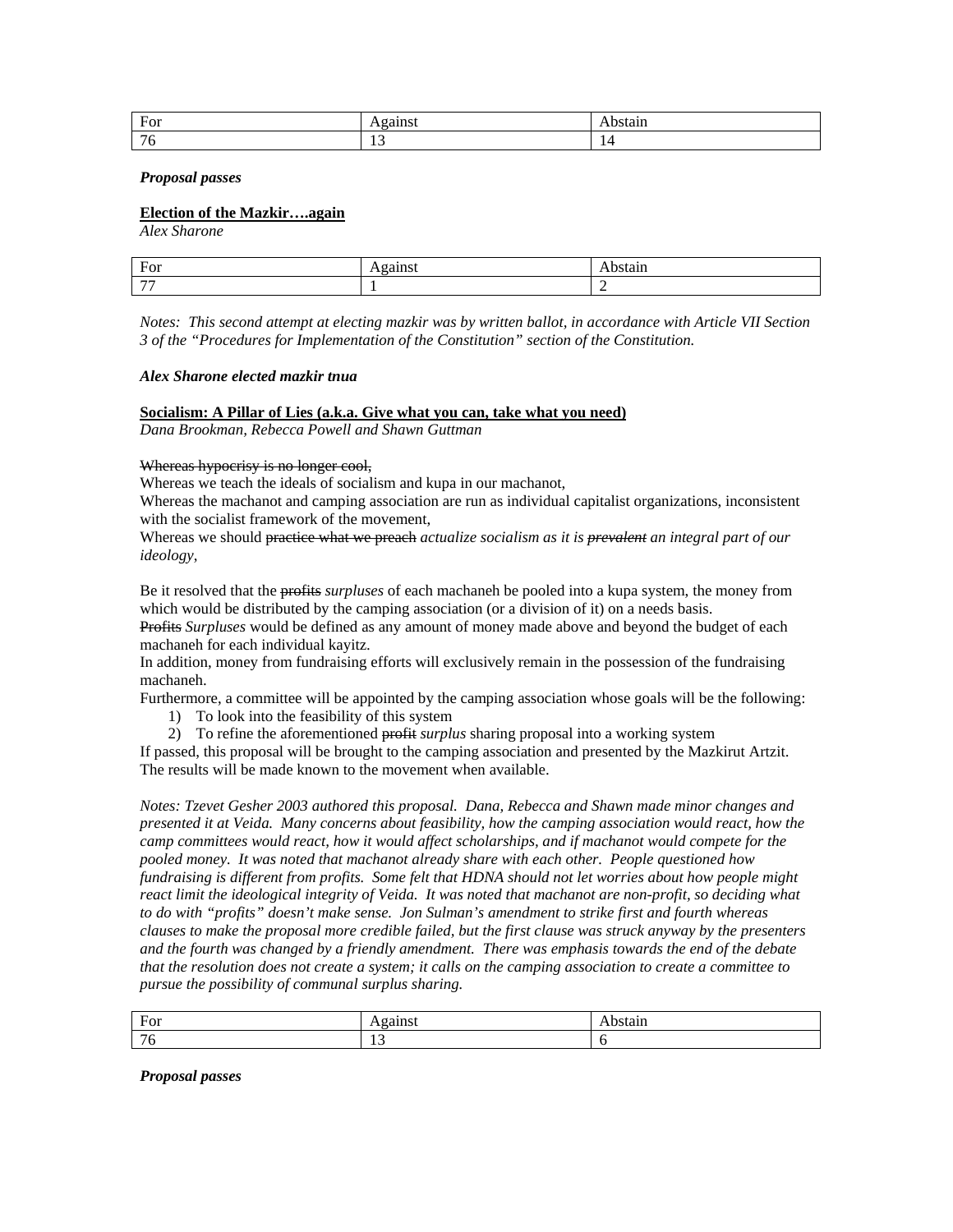| For | Against | Abstain |
| --- | --- | --- |
| 76 | 13 | 14 |

***Proposal passes***

**Election of the Mazkir….again**

*Alex Sharone*

| For | Against | Abstain |
| --- | --- | --- |
| 77 | 1 | 2 |

*Notes: This second attempt at electing mazkir was by written ballot, in accordance with Article VII Section 3 of the "Procedures for Implementation of the Constitution" section of the Constitution.*

***Alex Sharone elected mazkir tnua***

**Socialism: A Pillar of Lies (a.k.a. Give what you can, take what you need)**

*Dana Brookman, Rebecca Powell and Shawn Guttman*

~~Whereas hypocrisy is no longer cool,~~
Whereas we teach the ideals of socialism and kupa in our machanot,
Whereas the machanot and camping association are run as individual capitalist organizations, inconsistent with the socialist framework of the movement,
Whereas we should ~~practice what we preach~~ *actualize socialism as it is ~~prevalent~~ an integral part of our ideology*,

Be it resolved that the ~~profits~~ *surpluses* of each machaneh be pooled into a kupa system, the money from which would be distributed by the camping association (or a division of it) on a needs basis.
~~Profits~~ *Surpluses* would be defined as any amount of money made above and beyond the budget of each machaneh for each individual kayitz.
In addition, money from fundraising efforts will exclusively remain in the possession of the fundraising machaneh.
Furthermore, a committee will be appointed by the camping association whose goals will be the following:

1) To look into the feasibility of this system
2) To refine the aforementioned ~~profit~~ *surplus* sharing proposal into a working system

If passed, this proposal will be brought to the camping association and presented by the Mazkirut Artzit. The results will be made known to the movement when available.

*Notes: Tzevet Gesher 2003 authored this proposal. Dana, Rebecca and Shawn made minor changes and presented it at Veida. Many concerns about feasibility, how the camping association would react, how the camp committees would react, how it would affect scholarships, and if machanot would compete for the pooled money. It was noted that machanot already share with each other. People questioned how fundraising is different from profits. Some felt that HDNA should not let worries about how people might react limit the ideological integrity of Veida. It was noted that machanot are non-profit, so deciding what to do with "profits" doesn't make sense. Jon Sulman's amendment to strike first and fourth whereas clauses to make the proposal more credible failed, but the first clause was struck anyway by the presenters and the fourth was changed by a friendly amendment. There was emphasis towards the end of the debate that the resolution does not create a system; it calls on the camping association to create a committee to pursue the possibility of communal surplus sharing.*

| For | Against | Abstain |
| --- | --- | --- |
| 76 | 13 | 6 |

***Proposal passes***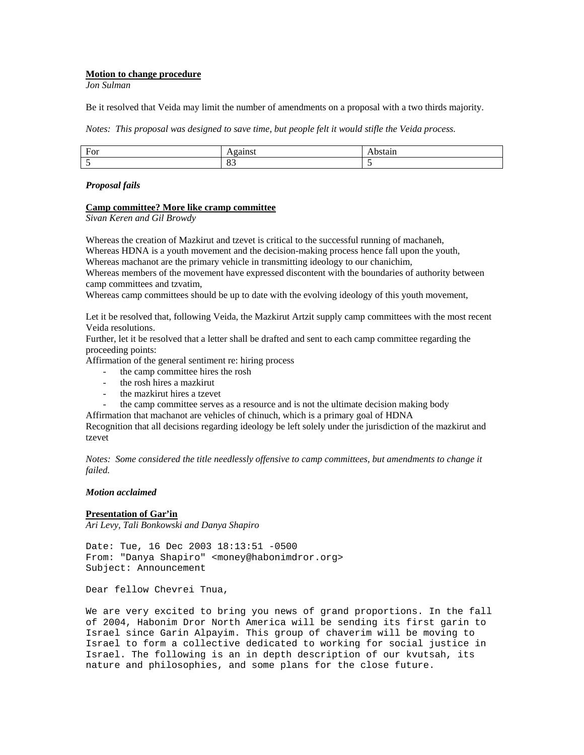**Motion to change procedure**

*Jon Sulman*

Be it resolved that Veida may limit the number of amendments on a proposal with a two thirds majority.

*Notes: This proposal was designed to save time, but people felt it would stifle the Veida process.*

| For | Against | Abstain |
|---|---|---|
| 5 | 83 | 5 |

***Proposal fails***

**Camp committee? More like cramp committee**

*Sivan Keren and Gil Browdy*

Whereas the creation of Mazkirut and tzevet is critical to the successful running of machaneh,
Whereas HDNA is a youth movement and the decision-making process hence fall upon the youth,
Whereas machanot are the primary vehicle in transmitting ideology to our chanichim,
Whereas members of the movement have expressed discontent with the boundaries of authority between camp committees and tzvatim,
Whereas camp committees should be up to date with the evolving ideology of this youth movement,

Let it be resolved that, following Veida, the Mazkirut Artzit supply camp committees with the most recent Veida resolutions.
Further, let it be resolved that a letter shall be drafted and sent to each camp committee regarding the proceeding points:
Affirmation of the general sentiment re: hiring process

- the camp committee hires the rosh
- the rosh hires a mazkirut
- the mazkirut hires a tzevet
- the camp committee serves as a resource and is not the ultimate decision making body

Affirmation that machanot are vehicles of chinuch, which is a primary goal of HDNA
Recognition that all decisions regarding ideology be left solely under the jurisdiction of the mazkirut and tzevet

*Notes: Some considered the title needlessly offensive to camp committees, but amendments to change it failed.*

***Motion acclaimed***

**Presentation of Gar'in**

*Ari Levy, Tali Bonkowski and Danya Shapiro*

```
Date: Tue, 16 Dec 2003 18:13:51 -0500
From: "Danya Shapiro" <money@habonimdror.org>
Subject: Announcement

Dear fellow Chevrei Tnua,

We are very excited to bring you news of grand proportions. In the fall
of 2004, Habonim Dror North America will be sending its first garin to
Israel since Garin Alpayim. This group of chaverim will be moving to
Israel to form a collective dedicated to working for social justice in
Israel. The following is an in depth description of our kvutsah, its
nature and philosophies, and some plans for the close future.
```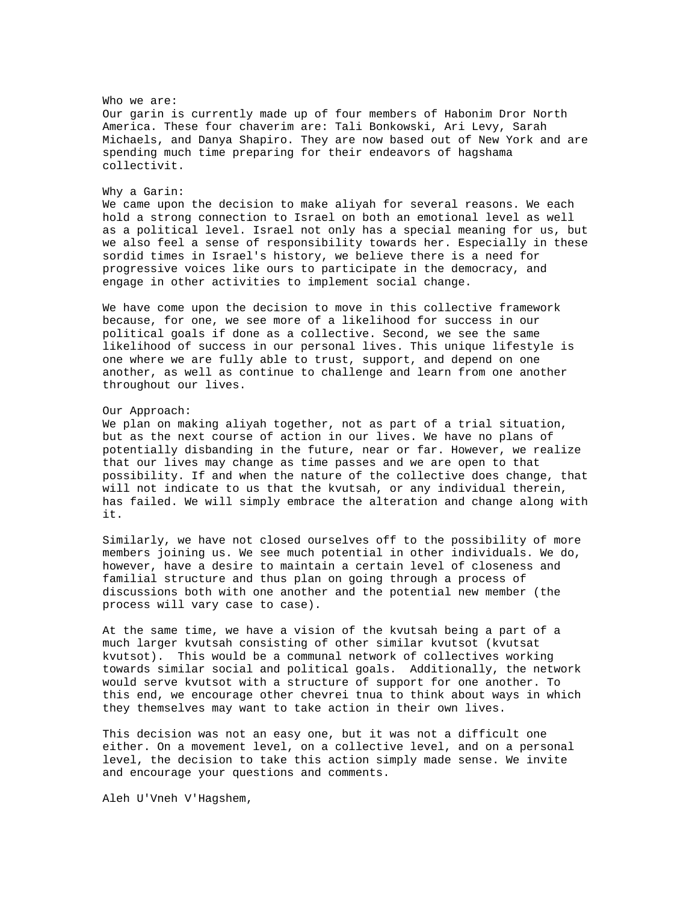Who we are:
Our garin is currently made up of four members of Habonim Dror North America. These four chaverim are: Tali Bonkowski, Ari Levy, Sarah Michaels, and Danya Shapiro. They are now based out of New York and are spending much time preparing for their endeavors of hagshama collectivit.

Why a Garin:
We came upon the decision to make aliyah for several reasons. We each hold a strong connection to Israel on both an emotional level as well as a political level. Israel not only has a special meaning for us, but we also feel a sense of responsibility towards her. Especially in these sordid times in Israel's history, we believe there is a need for progressive voices like ours to participate in the democracy, and engage in other activities to implement social change.

We have come upon the decision to move in this collective framework because, for one, we see more of a likelihood for success in our political goals if done as a collective. Second, we see the same likelihood of success in our personal lives. This unique lifestyle is one where we are fully able to trust, support, and depend on one another, as well as continue to challenge and learn from one another throughout our lives.

Our Approach:
We plan on making aliyah together, not as part of a trial situation, but as the next course of action in our lives. We have no plans of potentially disbanding in the future, near or far. However, we realize that our lives may change as time passes and we are open to that possibility. If and when the nature of the collective does change, that will not indicate to us that the kvutsah, or any individual therein, has failed. We will simply embrace the alteration and change along with it.

Similarly, we have not closed ourselves off to the possibility of more members joining us. We see much potential in other individuals. We do, however, have a desire to maintain a certain level of closeness and familial structure and thus plan on going through a process of discussions both with one another and the potential new member (the process will vary case to case).

At the same time, we have a vision of the kvutsah being a part of a much larger kvutsah consisting of other similar kvutsot (kvutsat kvutsot). This would be a communal network of collectives working towards similar social and political goals. Additionally, the network would serve kvutsot with a structure of support for one another. To this end, we encourage other chevrei tnua to think about ways in which they themselves may want to take action in their own lives.

This decision was not an easy one, but it was not a difficult one either. On a movement level, on a collective level, and on a personal level, the decision to take this action simply made sense. We invite and encourage your questions and comments.

Aleh U'Vneh V'Hagshem,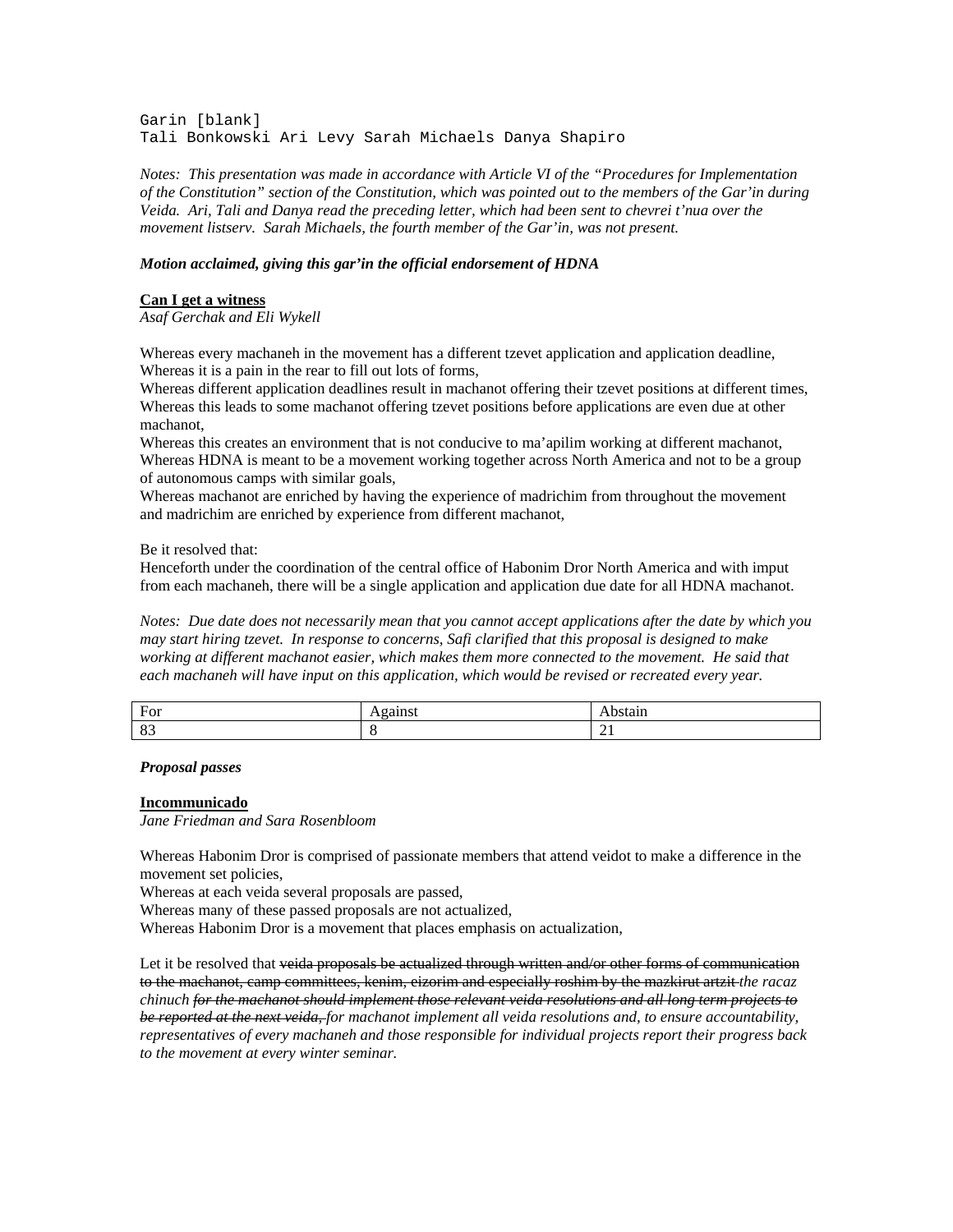Garin [blank]
Tali Bonkowski Ari Levy Sarah Michaels Danya Shapiro

*Notes: This presentation was made in accordance with Article VI of the "Procedures for Implementation of the Constitution" section of the Constitution, which was pointed out to the members of the Gar'in during Veida. Ari, Tali and Danya read the preceding letter, which had been sent to chevrei t'nua over the movement listserv. Sarah Michaels, the fourth member of the Gar'in, was not present.*

***Motion acclaimed, giving this gar'in the official endorsement of HDNA***

**Can I get a witness**
*Asaf Gerchak and Eli Wykell*

Whereas every machaneh in the movement has a different tzevet application and application deadline,
Whereas it is a pain in the rear to fill out lots of forms,
Whereas different application deadlines result in machanot offering their tzevet positions at different times,
Whereas this leads to some machanot offering tzevet positions before applications are even due at other machanot,
Whereas this creates an environment that is not conducive to ma'apilim working at different machanot,
Whereas HDNA is meant to be a movement working together across North America and not to be a group of autonomous camps with similar goals,
Whereas machanot are enriched by having the experience of madrichim from throughout the movement and madrichim are enriched by experience from different machanot,

Be it resolved that:
Henceforth under the coordination of the central office of Habonim Dror North America and with imput from each machaneh, there will be a single application and application due date for all HDNA machanot.

*Notes: Due date does not necessarily mean that you cannot accept applications after the date by which you may start hiring tzevet. In response to concerns, Safi clarified that this proposal is designed to make working at different machanot easier, which makes them more connected to the movement. He said that each machaneh will have input on this application, which would be revised or recreated every year.*

| For | Against | Abstain |
|---|---|---|
| 83 | 8 | 21 |

***Proposal passes***

**Incommunicado**
*Jane Friedman and Sara Rosenbloom*

Whereas Habonim Dror is comprised of passionate members that attend veidot to make a difference in the movement set policies,
Whereas at each veida several proposals are passed,
Whereas many of these passed proposals are not actualized,
Whereas Habonim Dror is a movement that places emphasis on actualization,

Let it be resolved that ~~veida proposals be actualized through written and/or other forms of communication to the machanot, camp committees, kenim, eizorim and especially roshim by the mazkirut artzit~~ *the racaz chinuch* ~~*for the machanot should implement those relevant veida resolutions and all long term projects to be reported at the next veida,*~~ *for machanot implement all veida resolutions and, to ensure accountability, representatives of every machaneh and those responsible for individual projects report their progress back to the movement at every winter seminar.*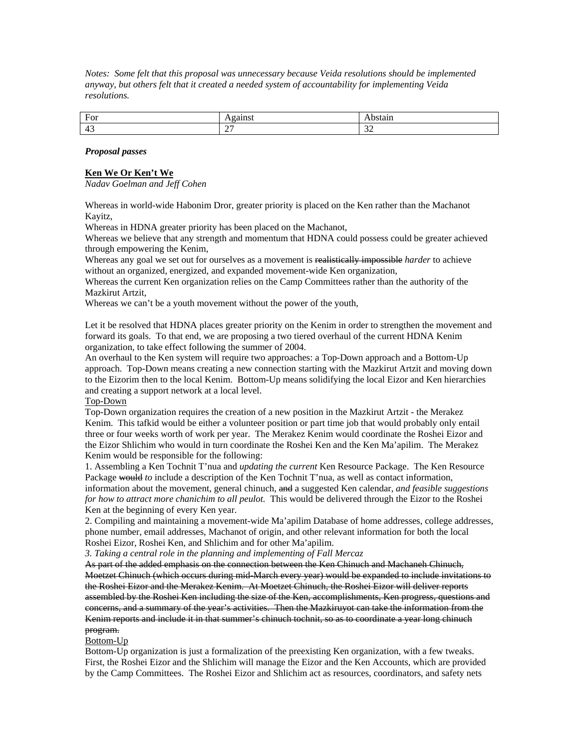*Notes: Some felt that this proposal was unnecessary because Veida resolutions should be implemented anyway, but others felt that it created a needed system of accountability for implementing Veida resolutions.*

| For | Against | Abstain |
|---|---|---|
| 43 | 27 | 32 |

***Proposal passes***

**<u>Ken We Or Ken't We</u>**
*Nadav Goelman and Jeff Cohen*

Whereas in world-wide Habonim Dror, greater priority is placed on the Ken rather than the Machanot Kayitz,
Whereas in HDNA greater priority has been placed on the Machanot,
Whereas we believe that any strength and momentum that HDNA could possess could be greater achieved through empowering the Kenim,
Whereas any goal we set out for ourselves as a movement is ~~realistically impossible~~ *harder* to achieve without an organized, energized, and expanded movement-wide Ken organization,
Whereas the current Ken organization relies on the Camp Committees rather than the authority of the Mazkirut Artzit,
Whereas we can't be a youth movement without the power of the youth,

Let it be resolved that HDNA places greater priority on the Kenim in order to strengthen the movement and forward its goals. To that end, we are proposing a two tiered overhaul of the current HDNA Kenim organization, to take effect following the summer of 2004.
An overhaul to the Ken system will require two approaches: a Top-Down approach and a Bottom-Up approach. Top-Down means creating a new connection starting with the Mazkirut Artzit and moving down to the Eizorim then to the local Kenim. Bottom-Up means solidifying the local Eizor and Ken hierarchies and creating a support network at a local level.

<u>Top-Down</u>

Top-Down organization requires the creation of a new position in the Mazkirut Artzit - the Merakez Kenim. This tafkid would be either a volunteer position or part time job that would probably only entail three or four weeks worth of work per year. The Merakez Kenim would coordinate the Roshei Eizor and the Eizor Shlichim who would in turn coordinate the Roshei Ken and the Ken Ma'apilim. The Merakez Kenim would be responsible for the following:

1. Assembling a Ken Tochnit T'nua and *updating the current* Ken Resource Package. The Ken Resource Package ~~would~~ *to* include a description of the Ken Tochnit T'nua, as well as contact information, information about the movement, general chinuch, ~~and~~ a suggested Ken calendar, *and feasible suggestions for how to attract more chanichim to all peulot.* This would be delivered through the Eizor to the Roshei Ken at the beginning of every Ken year.
2. Compiling and maintaining a movement-wide Ma'apilim Database of home addresses, college addresses, phone number, email addresses, Machanot of origin, and other relevant information for both the local Roshei Eizor, Roshei Ken, and Shlichim and for other Ma'apilim.
3. *Taking a central role in the planning and implementing of Fall Mercaz*

~~As part of the added emphasis on the connection between the Ken Chinuch and Machaneh Chinuch, Moetzet Chinuch (which occurs during mid-March every year) would be expanded to include invitations to the Roshei Eizor and the Merakez Kenim. At Moetzet Chinuch, the Roshei Eizor will deliver reports assembled by the Roshei Ken including the size of the Ken, accomplishments, Ken progress, questions and concerns, and a summary of the year's activities. Then the Mazkiruyot can take the information from the Kenim reports and include it in that summer's chinuch tochnit, so as to coordinate a year long chinuch program.~~

<u>Bottom-Up</u>

Bottom-Up organization is just a formalization of the preexisting Ken organization, with a few tweaks. First, the Roshei Eizor and the Shlichim will manage the Eizor and the Ken Accounts, which are provided by the Camp Committees. The Roshei Eizor and Shlichim act as resources, coordinators, and safety nets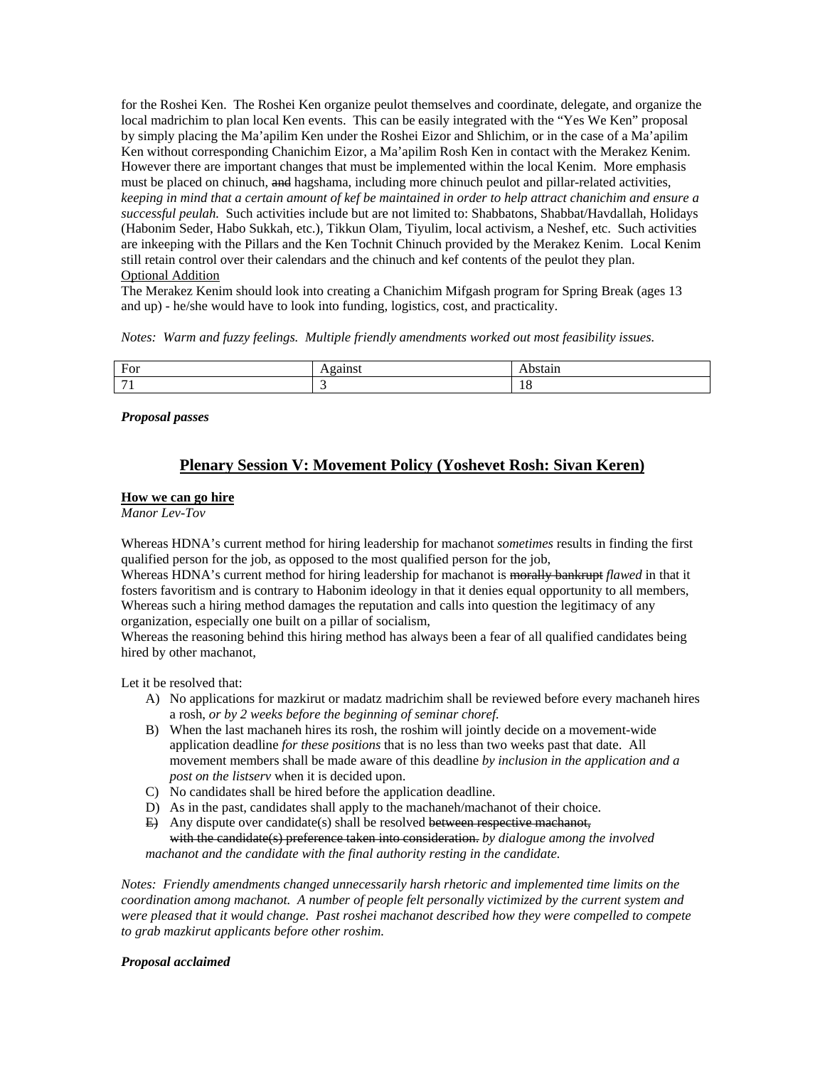for the Roshei Ken. The Roshei Ken organize peulot themselves and coordinate, delegate, and organize the local madrichim to plan local Ken events. This can be easily integrated with the "Yes We Ken" proposal by simply placing the Ma'apilim Ken under the Roshei Eizor and Shlichim, or in the case of a Ma'apilim Ken without corresponding Chanichim Eizor, a Ma'apilim Rosh Ken in contact with the Merakez Kenim. However there are important changes that must be implemented within the local Kenim. More emphasis must be placed on chinuch, ~~and~~ hagshama, including more chinuch peulot and pillar-related activities, *keeping in mind that a certain amount of kef be maintained in order to help attract chanichim and ensure a successful peulah.* Such activities include but are not limited to: Shabbatons, Shabbat/Havdallah, Holidays (Habonim Seder, Habo Sukkah, etc.), Tikkun Olam, Tiyulim, local activism, a Neshef, etc. Such activities are inkeeping with the Pillars and the Ken Tochnit Chinuch provided by the Merakez Kenim. Local Kenim still retain control over their calendars and the chinuch and kef contents of the peulot they plan.

<u>Optional Addition</u>

The Merakez Kenim should look into creating a Chanichim Mifgash program for Spring Break (ages 13 and up) - he/she would have to look into funding, logistics, cost, and practicality.

*Notes: Warm and fuzzy feelings. Multiple friendly amendments worked out most feasibility issues.*

| For | Against | Abstain |
|---|---|---|
| 71 | 3 | 18 |

***Proposal passes***

## Plenary Session V: Movement Policy (Yoshevet Rosh: Sivan Keren)

**How we can go hire**

*Manor Lev-Tov*

Whereas HDNA's current method for hiring leadership for machanot *sometimes* results in finding the first qualified person for the job, as opposed to the most qualified person for the job,

Whereas HDNA's current method for hiring leadership for machanot is ~~morally bankrupt~~ *flawed* in that it fosters favoritism and is contrary to Habonim ideology in that it denies equal opportunity to all members,

Whereas such a hiring method damages the reputation and calls into question the legitimacy of any organization, especially one built on a pillar of socialism,

Whereas the reasoning behind this hiring method has always been a fear of all qualified candidates being hired by other machanot,

Let it be resolved that:

A) No applications for mazkirut or madatz madrichim shall be reviewed before every machaneh hires a rosh, *or by 2 weeks before the beginning of seminar choref.*

B) When the last machaneh hires its rosh, the roshim will jointly decide on a movement-wide application deadline *for these positions* that is no less than two weeks past that date. All movement members shall be made aware of this deadline *by inclusion in the application and a post on the listserv* when it is decided upon.

C) No candidates shall be hired before the application deadline.

D) As in the past, candidates shall apply to the machaneh/machanot of their choice.

~~E)~~ Any dispute over candidate(s) shall be resolved ~~between respective machanot, with the candidate(s) preference taken into consideration.~~ *by dialogue among the involved machanot and the candidate with the final authority resting in the candidate.*

*Notes: Friendly amendments changed unnecessarily harsh rhetoric and implemented time limits on the coordination among machanot. A number of people felt personally victimized by the current system and were pleased that it would change. Past roshei machanot described how they were compelled to compete to grab mazkirut applicants before other roshim.*

***Proposal acclaimed***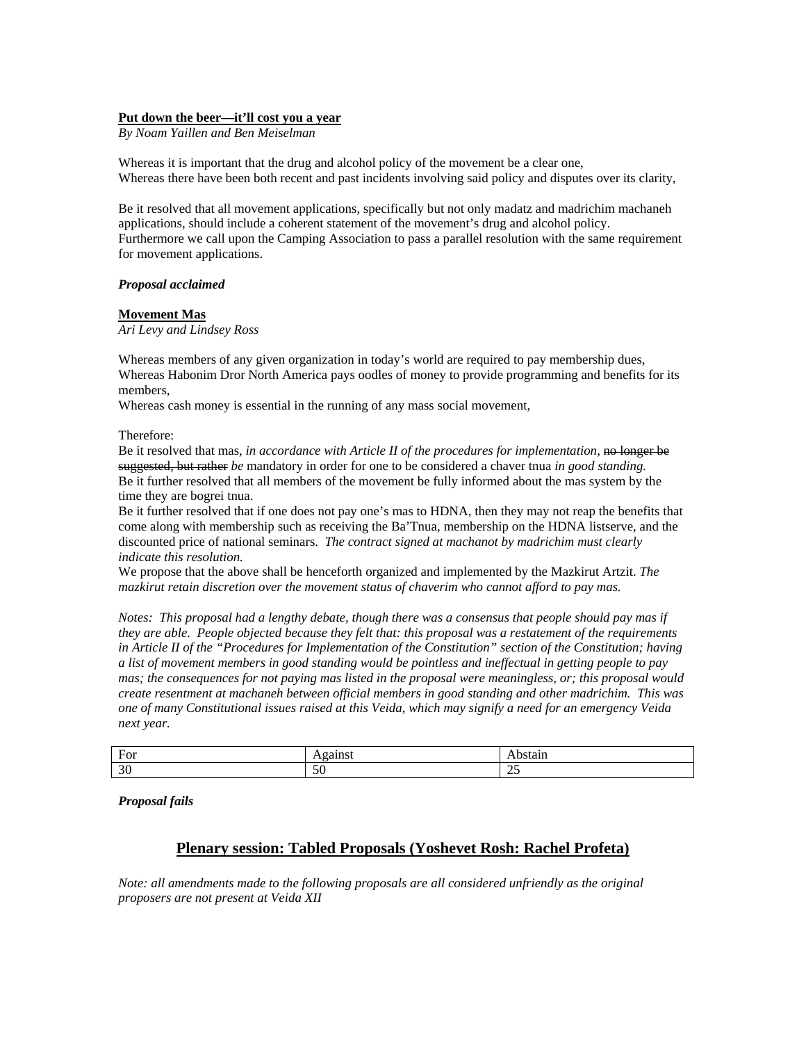**Put down the beer—it'll cost you a year**

*By Noam Yaillen and Ben Meiselman*

Whereas it is important that the drug and alcohol policy of the movement be a clear one,
Whereas there have been both recent and past incidents involving said policy and disputes over its clarity,

Be it resolved that all movement applications, specifically but not only madatz and madrichim machaneh applications, should include a coherent statement of the movement's drug and alcohol policy. Furthermore we call upon the Camping Association to pass a parallel resolution with the same requirement for movement applications.

***Proposal acclaimed***

**Movement Mas**

*Ari Levy and Lindsey Ross*

Whereas members of any given organization in today's world are required to pay membership dues,
Whereas Habonim Dror North America pays oodles of money to provide programming and benefits for its members,
Whereas cash money is essential in the running of any mass social movement,

Therefore:
Be it resolved that mas, *in accordance with Article II of the procedures for implementation,* ~~no longer be suggested, but rather~~ *be* mandatory in order for one to be considered a chaver tnua *in good standing.*
Be it further resolved that all members of the movement be fully informed about the mas system by the time they are bogrei tnua.
Be it further resolved that if one does not pay one's mas to HDNA, then they may not reap the benefits that come along with membership such as receiving the Ba'Tnua, membership on the HDNA listserve, and the discounted price of national seminars. *The contract signed at machanot by madrichim must clearly indicate this resolution.*
We propose that the above shall be henceforth organized and implemented by the Mazkirut Artzit. *The mazkirut retain discretion over the movement status of chaverim who cannot afford to pay mas.*

*Notes: This proposal had a lengthy debate, though there was a consensus that people should pay mas if they are able. People objected because they felt that: this proposal was a restatement of the requirements in Article II of the "Procedures for Implementation of the Constitution" section of the Constitution; having a list of movement members in good standing would be pointless and ineffectual in getting people to pay mas; the consequences for not paying mas listed in the proposal were meaningless, or; this proposal would create resentment at machaneh between official members in good standing and other madrichim. This was one of many Constitutional issues raised at this Veida, which may signify a need for an emergency Veida next year.*

| For | Against | Abstain |
|---|---|---|
| 30 | 50 | 25 |

***Proposal fails***

## Plenary session: Tabled Proposals (Yoshevet Rosh: Rachel Profeta)

*Note: all amendments made to the following proposals are all considered unfriendly as the original proposers are not present at Veida XII*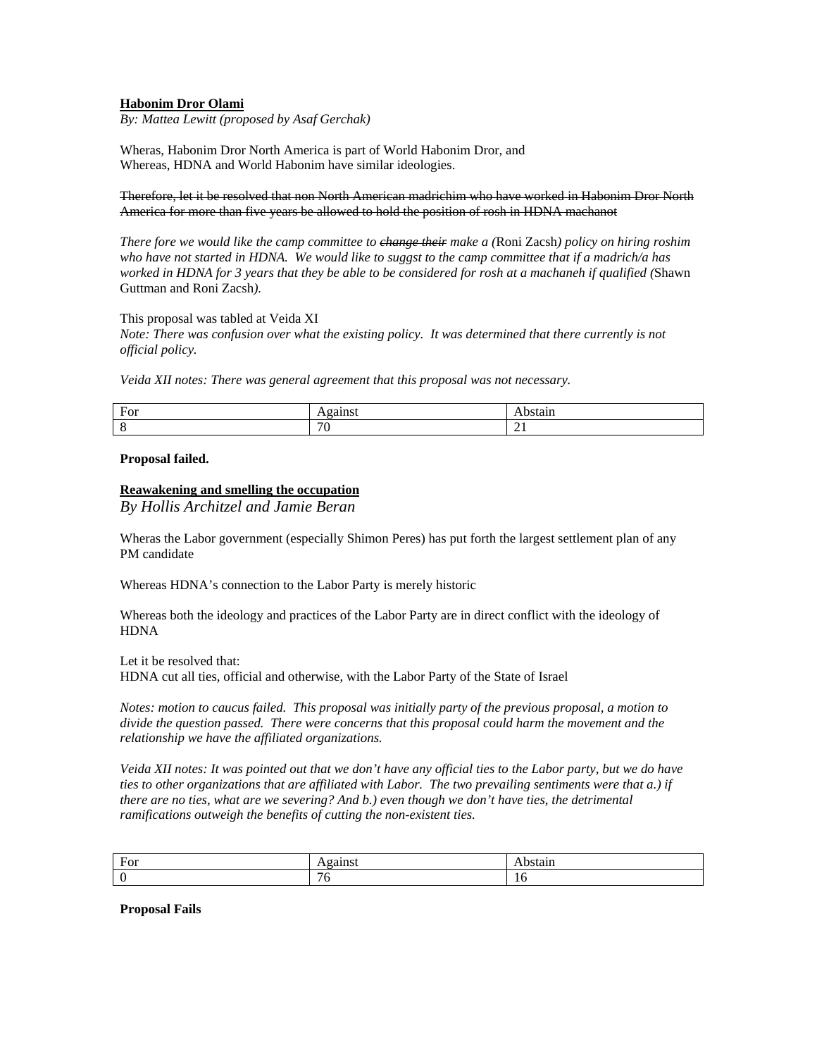**<u>Habonim Dror Olami</u>**

*By: Mattea Lewitt (proposed by Asaf Gerchak)*

Wheras, Habonim Dror North America is part of World Habonim Dror, and
Whereas, HDNA and World Habonim have similar ideologies.

~~Therefore, let it be resolved that non North American madrichim who have worked in Habonim Dror North America for more than five years be allowed to hold the position of rosh in HDNA machanot~~

*There fore we would like the camp committee to ~~change their~~ make a (*Roni Zacsh*) policy on hiring roshim who have not started in HDNA. We would like to suggst to the camp committee that if a madrich/a has worked in HDNA for 3 years that they be able to be considered for rosh at a machaneh if qualified (*Shawn Guttman and Roni Zacsh*).*

This proposal was tabled at Veida XI
*Note: There was confusion over what the existing policy. It was determined that there currently is not official policy.*

*Veida XII notes: There was general agreement that this proposal was not necessary.*

| For | Against | Abstain |
|---|---|---|
| 8 | 70 | 21 |

**Proposal failed.**

**<u>Reawakening and smelling the occupation</u>**

*By Hollis Architzel and Jamie Beran*

Wheras the Labor government (especially Shimon Peres) has put forth the largest settlement plan of any PM candidate

Whereas HDNA's connection to the Labor Party is merely historic

Whereas both the ideology and practices of the Labor Party are in direct conflict with the ideology of HDNA

Let it be resolved that:
HDNA cut all ties, official and otherwise, with the Labor Party of the State of Israel

*Notes: motion to caucus failed. This proposal was initially party of the previous proposal, a motion to divide the question passed. There were concerns that this proposal could harm the movement and the relationship we have the affiliated organizations.*

*Veida XII notes: It was pointed out that we don't have any official ties to the Labor party, but we do have ties to other organizations that are affiliated with Labor. The two prevailing sentiments were that a.) if there are no ties, what are we severing? And b.) even though we don't have ties, the detrimental ramifications outweigh the benefits of cutting the non-existent ties.*

| For | Against | Abstain |
|---|---|---|
| 0 | 76 | 16 |

**Proposal Fails**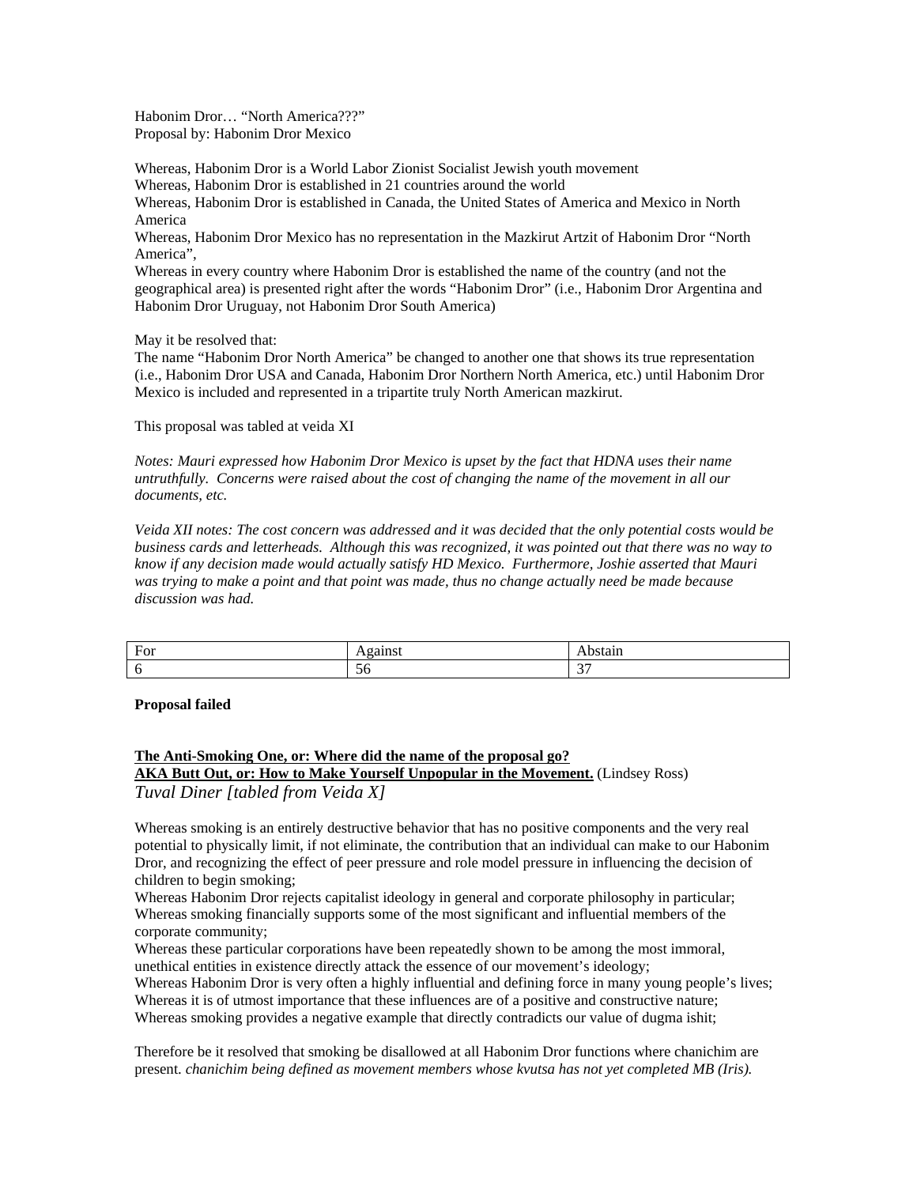Habonim Dror… "North America???"
Proposal by: Habonim Dror Mexico

Whereas, Habonim Dror is a World Labor Zionist Socialist Jewish youth movement
Whereas, Habonim Dror is established in 21 countries around the world
Whereas, Habonim Dror is established in Canada, the United States of America and Mexico in North America
Whereas, Habonim Dror Mexico has no representation in the Mazkirut Artzit of Habonim Dror "North America",
Whereas in every country where Habonim Dror is established the name of the country (and not the geographical area) is presented right after the words "Habonim Dror" (i.e., Habonim Dror Argentina and Habonim Dror Uruguay, not Habonim Dror South America)

May it be resolved that:
The name "Habonim Dror North America" be changed to another one that shows its true representation (i.e., Habonim Dror USA and Canada, Habonim Dror Northern North America, etc.) until Habonim Dror Mexico is included and represented in a tripartite truly North American mazkirut.

This proposal was tabled at veida XI

*Notes: Mauri expressed how Habonim Dror Mexico is upset by the fact that HDNA uses their name untruthfully. Concerns were raised about the cost of changing the name of the movement in all our documents, etc.*

*Veida XII notes: The cost concern was addressed and it was decided that the only potential costs would be business cards and letterheads. Although this was recognized, it was pointed out that there was no way to know if any decision made would actually satisfy HD Mexico. Furthermore, Joshie asserted that Mauri was trying to make a point and that point was made, thus no change actually need be made because discussion was had.*

| For | Against | Abstain |
|---|---|---|
| 6 | 56 | 37 |

**Proposal failed**

**The Anti-Smoking One, or: Where did the name of the proposal go?**
**AKA Butt Out, or: How to Make Yourself Unpopular in the Movement.** (Lindsey Ross)
*Tuval Diner [tabled from Veida X]*

Whereas smoking is an entirely destructive behavior that has no positive components and the very real potential to physically limit, if not eliminate, the contribution that an individual can make to our Habonim Dror, and recognizing the effect of peer pressure and role model pressure in influencing the decision of children to begin smoking;
Whereas Habonim Dror rejects capitalist ideology in general and corporate philosophy in particular;
Whereas smoking financially supports some of the most significant and influential members of the corporate community;
Whereas these particular corporations have been repeatedly shown to be among the most immoral, unethical entities in existence directly attack the essence of our movement's ideology;
Whereas Habonim Dror is very often a highly influential and defining force in many young people's lives;
Whereas it is of utmost importance that these influences are of a positive and constructive nature;
Whereas smoking provides a negative example that directly contradicts our value of dugma ishit;

Therefore be it resolved that smoking be disallowed at all Habonim Dror functions where chanichim are present. *chanichim being defined as movement members whose kvutsa has not yet completed MB (Iris).*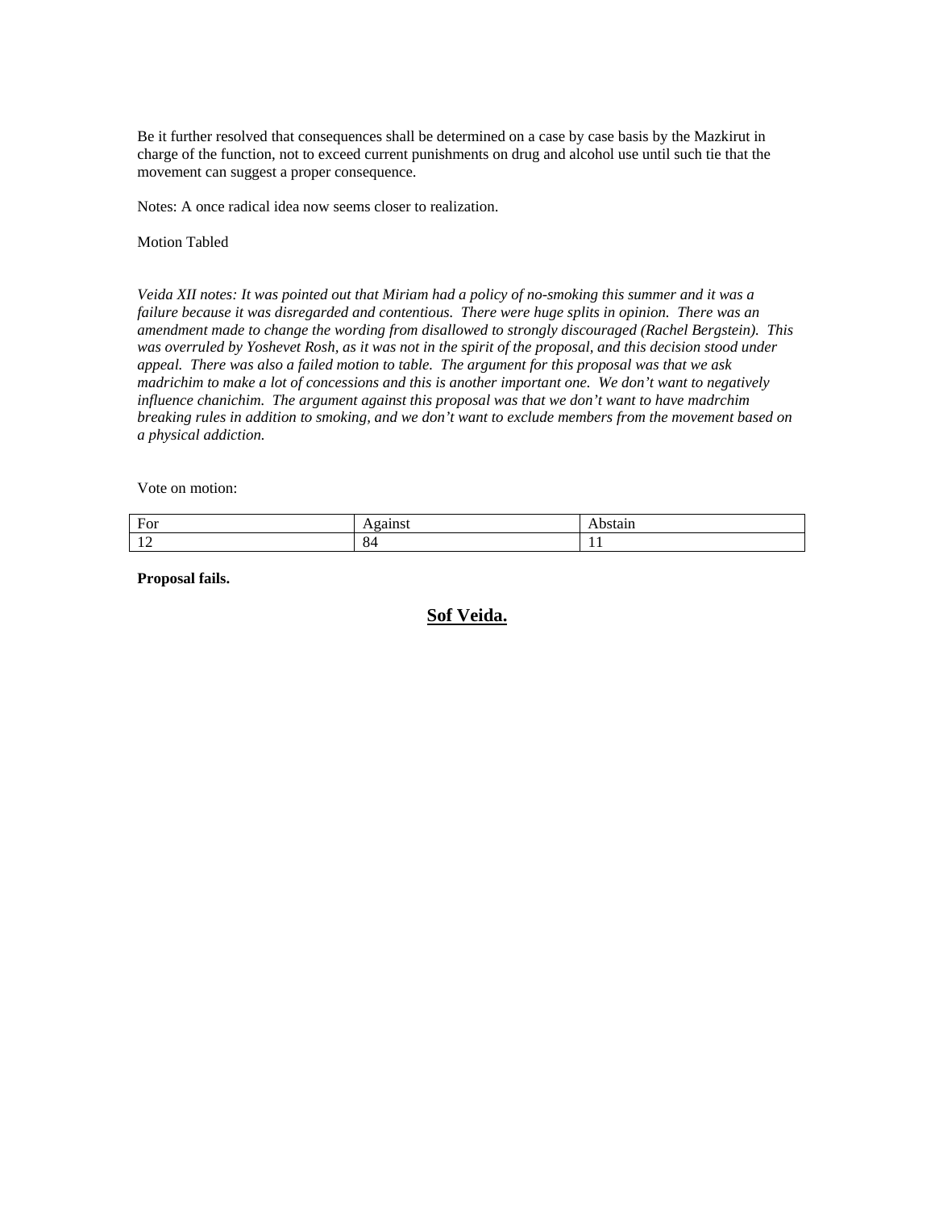Be it further resolved that consequences shall be determined on a case by case basis by the Mazkirut in charge of the function, not to exceed current punishments on drug and alcohol use until such tie that the movement can suggest a proper consequence.

Notes: A once radical idea now seems closer to realization.

Motion Tabled

*Veida XII notes: It was pointed out that Miriam had a policy of no-smoking this summer and it was a failure because it was disregarded and contentious. There were huge splits in opinion. There was an amendment made to change the wording from disallowed to strongly discouraged (Rachel Bergstein). This was overruled by Yoshevet Rosh, as it was not in the spirit of the proposal, and this decision stood under appeal. There was also a failed motion to table. The argument for this proposal was that we ask madrichim to make a lot of concessions and this is another important one. We don't want to negatively influence chanichim. The argument against this proposal was that we don't want to have madrchim breaking rules in addition to smoking, and we don't want to exclude members from the movement based on a physical addiction.*

Vote on motion:

| For | Against | Abstain |
|---|---|---|
| 12 | 84 | 11 |

**Proposal fails.**

## Sof Veida.